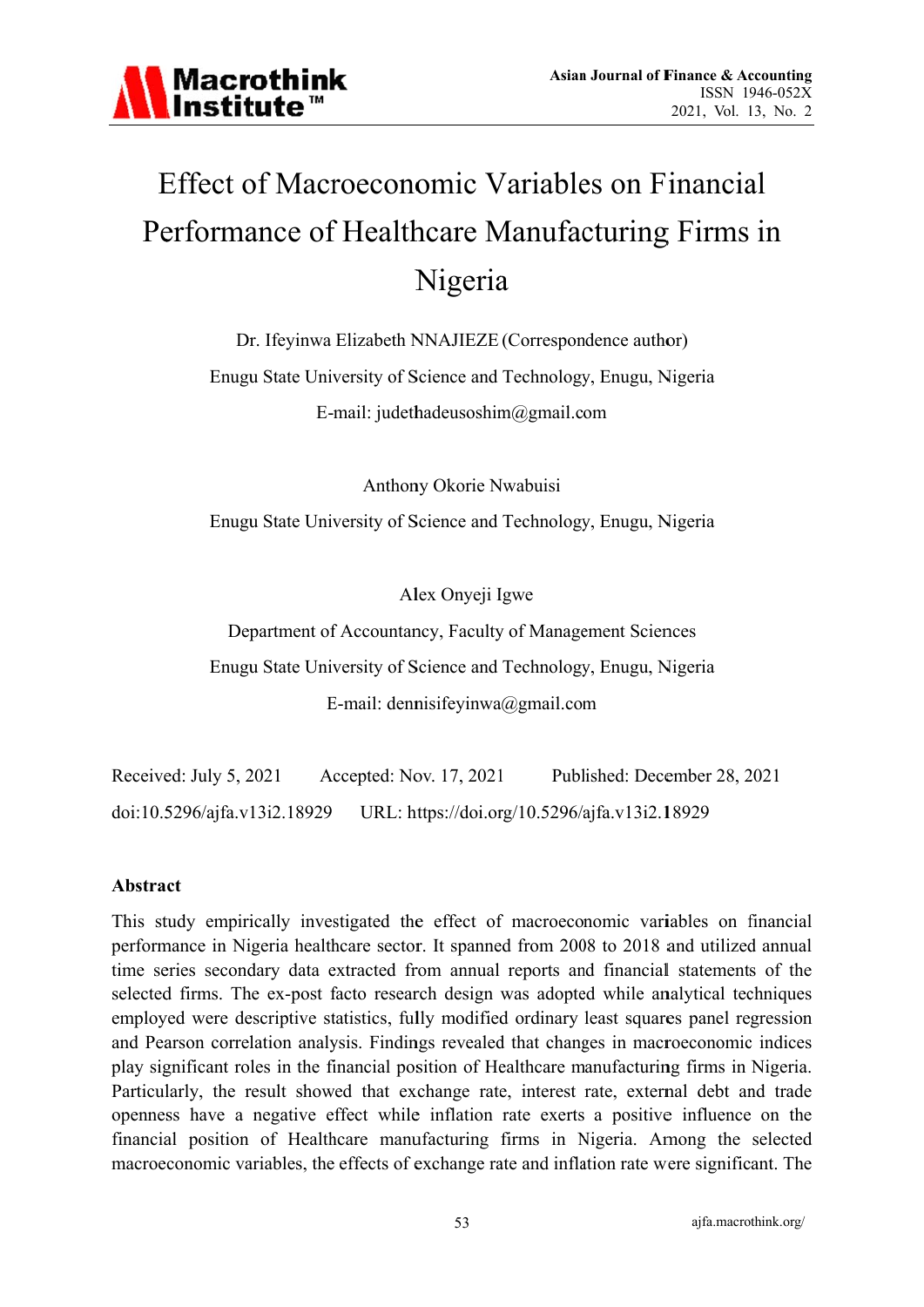# Effect of Macroeconomic Variables on Financial Performance of Healthcare Manufacturing Firms in Nigeria

Dr. Ifeyinwa Elizabeth NNAJIEZE (Correspondence author)

Enugu State University of Science and Technology, Enugu, Nigeria

E-mail: judethadeusoshim@gmail.com

Anthony Okorie Nwabuisi

Enugu State University of Science and Technology, Enugu, Nigeria

Alex Onyeji Igwe

Department of Accountancy, Faculty of Management Sciences

Enugu State University of Science and Technology, Enugu, Nigeria

E-mail: dennisifeyinwa@gmail.com

Received: July 5, 2021 Accepted: Nov. 17, 2021 Published: December 28, 2021

doi:10.5296/ajfa.v13i2.18929 URL: https://doi.org/10.5296/ajfa.v13i2.18929

## Abstract

This study empirically investigated the effect of macroeconomic variables on financial performance in Nigeria healthcare sector. It spanned from 2008 to 2018 and utilized annual time series secondary data extracted from annual reports and financial statements of the selected firms. The ex-post facto research design was adopted while analytical techniques employed were descriptive statistics, fully modified ordinary least squares panel regression and Pearson correlation analysis. Findings revealed that changes in macroeconomic indices play significant roles in the financial position of Healthcare manufacturing firms in Nigeria. Particularly, the result showed that exchange rate, interest rate, external debt and trade openness have a negative effect while inflation rate exerts a positive influence on the financial position of Healthcare manufacturing firms in Nigeria. Among the selected macroeconomic variables, the effects of exchange rate and inflation rate were significant. The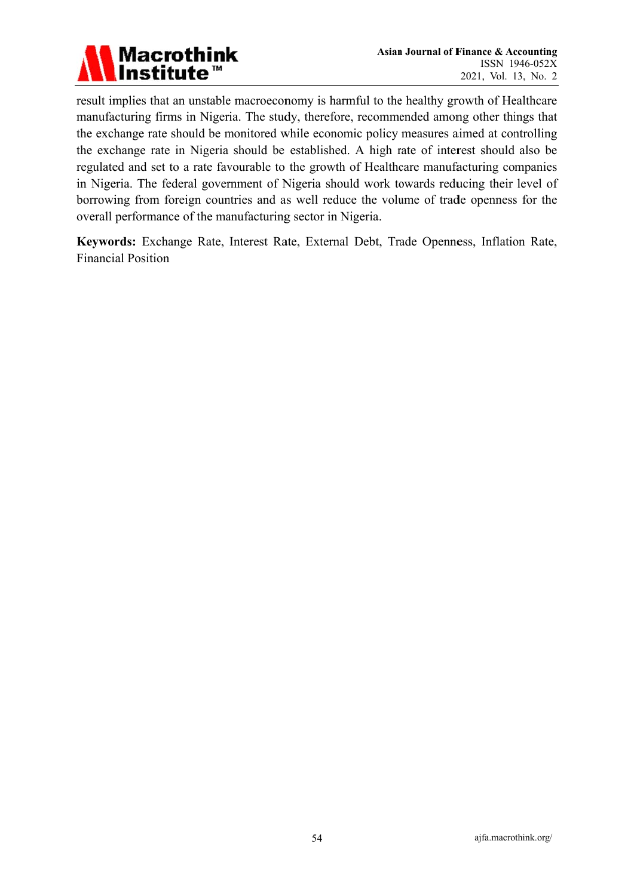result implies that an unstable macroeconomy is harmful to the healthy growth of Healthcare manufacturing firms in Nigeria. The study, therefore, recommended among other things that the exchange rate should be monitored while economic policy measures aimed at controlling the exchange rate in Nigeria should be established. A high rate of interest should also be regulated and set to a rate favourable to the growth of Healthcare manufacturing companies in Nigeria. The federal government of Nigeria should work towards reducing their level of borrowing from foreign countries and as well reduce the volume of trade openness for the overall performance of the manufacturing sector in Nigeria.

**Keywords:** Exchange Rate, Interest Rate, External Debt, Trade Openness, Inflation Rate, Financial Position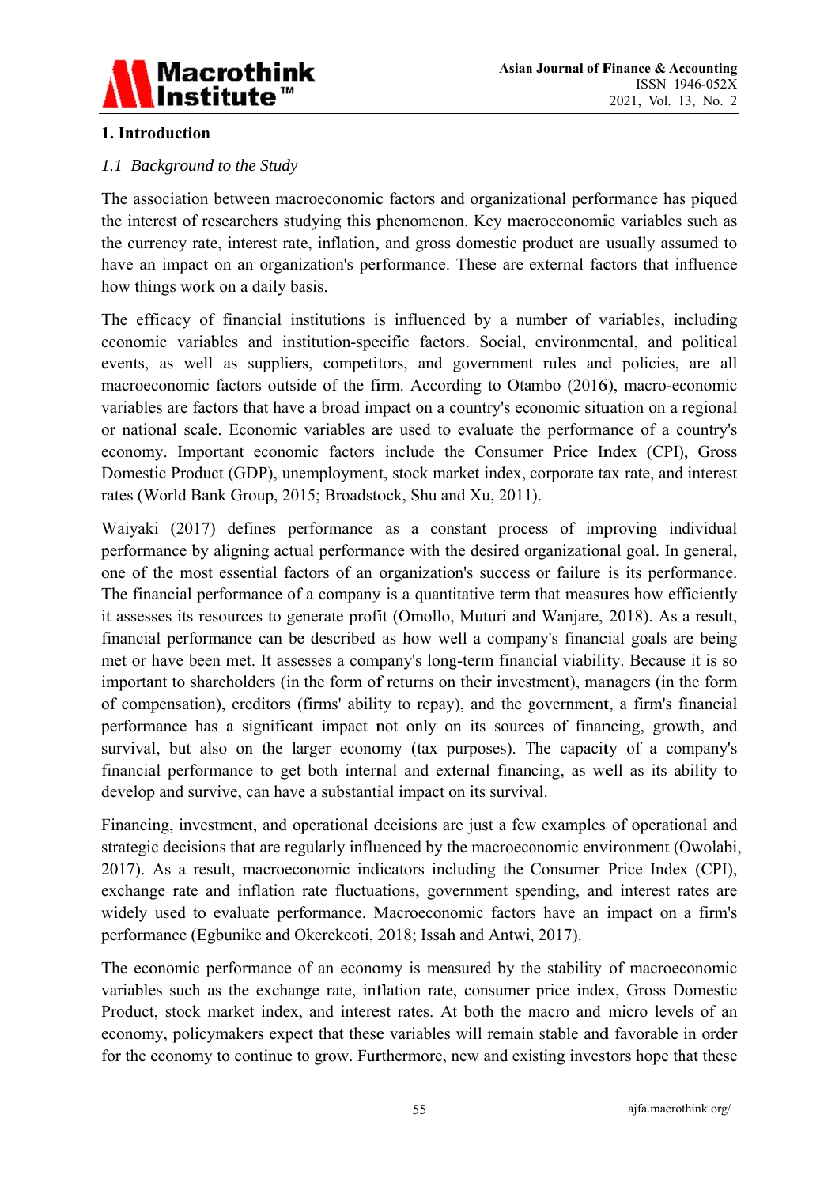## 1. Introduction

### *1.1 Background to the Study*

The association between macroeconomic factors and organizational performance has piqued the interest of researchers studying this phenomenon. Key macroeconomic variables such as the currency rate, interest rate, inflation, and gross domestic product are usually assumed to have an impact on an organization's performance. These are external factors that influence how things work on a daily basis.

The efficacy of financial institutions is influenced by a number of variables, including economic variables and institution-specific factors. Social, environmental, and political events, as well as suppliers, competitors, and government rules and policies, are all macroeconomic factors outside of the firm. According to Otambo (2016), macro-economic variables are factors that have a broad impact on a country's economic situation on a regional or national scale. Economic variables are used to evaluate the performance of a country's economy. Important economic factors include the Consumer Price Index (CPI), Gross Domestic Product (GDP), unemployment, stock market index, corporate tax rate, and interest rates (World Bank Group, 2015; Broadstock, Shu and Xu, 2011).

Waiyaki (2017) defines performance as a constant process of improving individual performance by aligning actual performance with the desired organizational goal. In general, one of the most essential factors of an organization's success or failure is its performance. The financial performance of a company is a quantitative term that measures how efficiently it assesses its resources to generate profit (Omollo, Muturi and Wanjare, 2018). As a result, financial performance can be described as how well a company's financial goals are being met or have been met. It assesses a company's long-term financial viability. Because it is so important to shareholders (in the form of returns on their investment), managers (in the form of compensation), creditors (firms' ability to repay), and the government, a firm's financial performance has a significant impact not only on its sources of financing, growth, and survival, but also on the larger economy (tax purposes). The capacity of a company's financial performance to get both internal and external financing, as well as its ability to develop and survive, can have a substantial impact on its survival.

Financing, investment, and operational decisions are just a few examples of operational and strategic decisions that are regularly influenced by the macroeconomic environment (Owolabi, 2017). As a result, macroeconomic indicators including the Consumer Price Index (CPI), exchange rate and inflation rate fluctuations, government spending, and interest rates are widely used to evaluate performance. Macroeconomic factors have an impact on a firm's performance (Egbunike and Okerekeoti, 2018; Issah and Antwi, 2017).

The economic performance of an economy is measured by the stability of macroeconomic variables such as the exchange rate, inflation rate, consumer price index, Gross Domestic Product, stock market index, and interest rates. At both the macro and micro levels of an economy, policymakers expect that these variables will remain stable and favorable in order for the economy to continue to grow. Furthermore, new and existing investors hope that these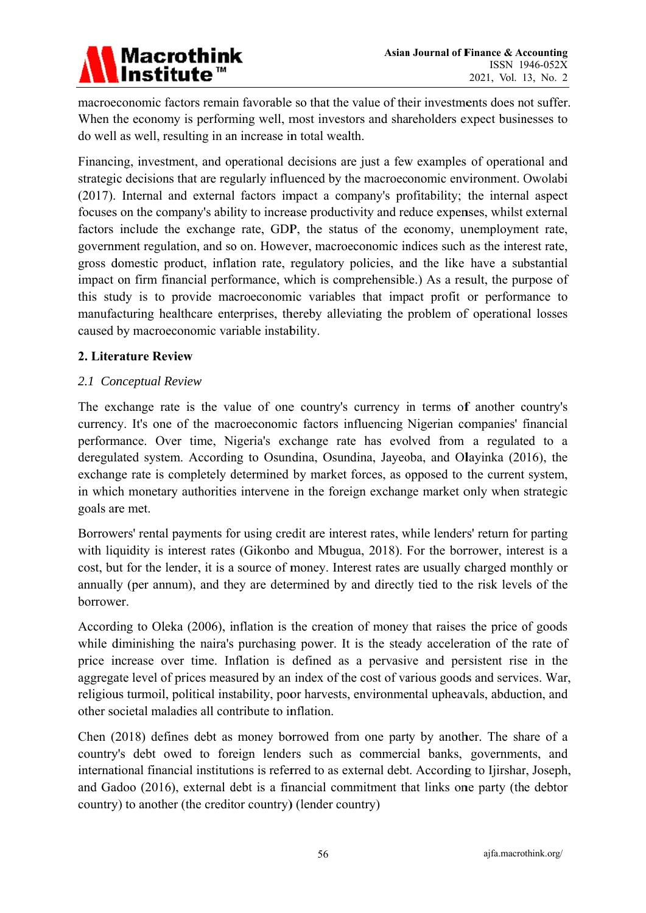macroeconomic factors remain favorable so that the value of their investments does not suffer. When the economy is performing well, most investors and shareholders expect businesses to do well as well, resulting in an increase in total wealth.

Financing, investment, and operational decisions are just a few examples of operational and strategic decisions that are regularly influenced by the macroeconomic environment. Owolabi (2017). Internal and external factors impact a company's profitability; the internal aspect focuses on the company's ability to increase productivity and reduce expenses, whilst external factors include the exchange rate, GDP, the status of the economy, unemployment rate, government regulation, and so on. However, macroeconomic indices such as the interest rate, gross domestic product, inflation rate, regulatory policies, and the like have a substantial impact on firm financial performance, which is comprehensible.) As a result, the purpose of this study is to provide macroeconomic variables that impact profit or performance to manufacturing healthcare enterprises, thereby alleviating the problem of operational losses caused by macroeconomic variable instability.

## 2. Literature Review

### *2.1 Conceptual Review*

The exchange rate is the value of one country's currency in terms of another country's currency. It's one of the macroeconomic factors influencing Nigerian companies' financial performance. Over time, Nigeria's exchange rate has evolved from a regulated to a deregulated system. According to Osundina, Osundina, Jayeoba, and Olayinka (2016), the exchange rate is completely determined by market forces, as opposed to the current system, in which monetary authorities intervene in the foreign exchange market only when strategic goals are met.

Borrowers' rental payments for using credit are interest rates, while lenders' return for parting with liquidity is interest rates (Gikonbo and Mbugua, 2018). For the borrower, interest is a cost, but for the lender, it is a source of money. Interest rates are usually charged monthly or annually (per annum), and they are determined by and directly tied to the risk levels of the borrower.

According to Oleka (2006), inflation is the creation of money that raises the price of goods while diminishing the naira's purchasing power. It is the steady acceleration of the rate of price increase over time. Inflation is defined as a pervasive and persistent rise in the aggregate level of prices measured by an index of the cost of various goods and services. War, religious turmoil, political instability, poor harvests, environmental upheavals, abduction, and other societal maladies all contribute to inflation.

Chen (2018) defines debt as money borrowed from one party by another. The share of a country's debt owed to foreign lenders such as commercial banks, governments, and international financial institutions is referred to as external debt. According to Ijirshar, Joseph, and Gadoo (2016), external debt is a financial commitment that links one party (the debtor country) to another (the creditor country) (lender country)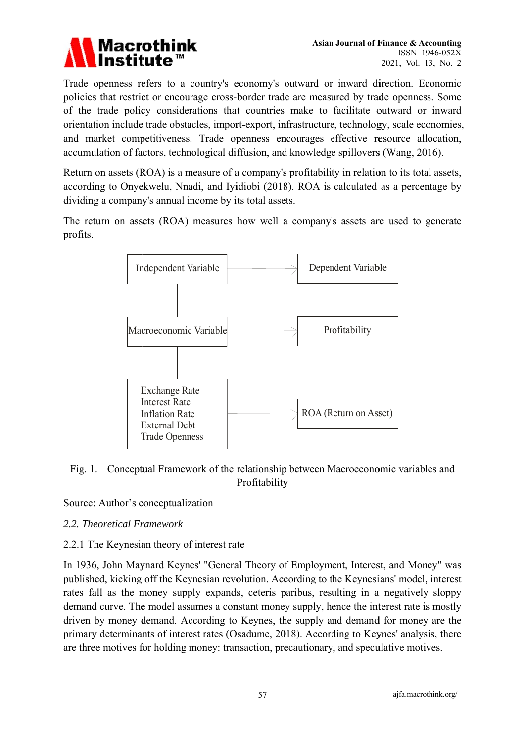Trade openness refers to a country's economy's outward or inward direction. Economic policies that restrict or encourage cross-border trade are measured by trade openness. Some of the trade policy considerations that countries make to facilitate outward or inward orientation include trade obstacles, import-export, infrastructure, technology, scale economies, and market competitiveness. Trade openness encourages effective resource allocation, accumulation of factors, technological diffusion, and knowledge spillovers (Wang, 2016).

Return on assets (ROA) is a measure of a company's profitability in relation to its total assets, according to Onyekwelu, Nnadi, and Iyidiobi (2018). ROA is calculated as a percentage by dividing a company's annual income by its total assets.

The return on assets (ROA) measures how well a company's assets are used to generate profits.

Independent Variable → Dependent Variable

Macroeconomic Variable → Profitability

Exchange Rate
Interest Rate
Inflation Rate
External Debt
Trade Openness → ROA (Return on Asset)

Fig. 1. Conceptual Framework of the relationship between Macroeconomic variables and Profitability

Source: Author's conceptualization

### *2.2. Theoretical Framework*

#### 2.2.1 The Keynesian theory of interest rate

In 1936, John Maynard Keynes' "General Theory of Employment, Interest, and Money" was published, kicking off the Keynesian revolution. According to the Keynesians' model, interest rates fall as the money supply expands, ceteris paribus, resulting in a negatively sloppy demand curve. The model assumes a constant money supply, hence the interest rate is mostly driven by money demand. According to Keynes, the supply and demand for money are the primary determinants of interest rates (Osadume, 2018). According to Keynes' analysis, there are three motives for holding money: transaction, precautionary, and speculative motives.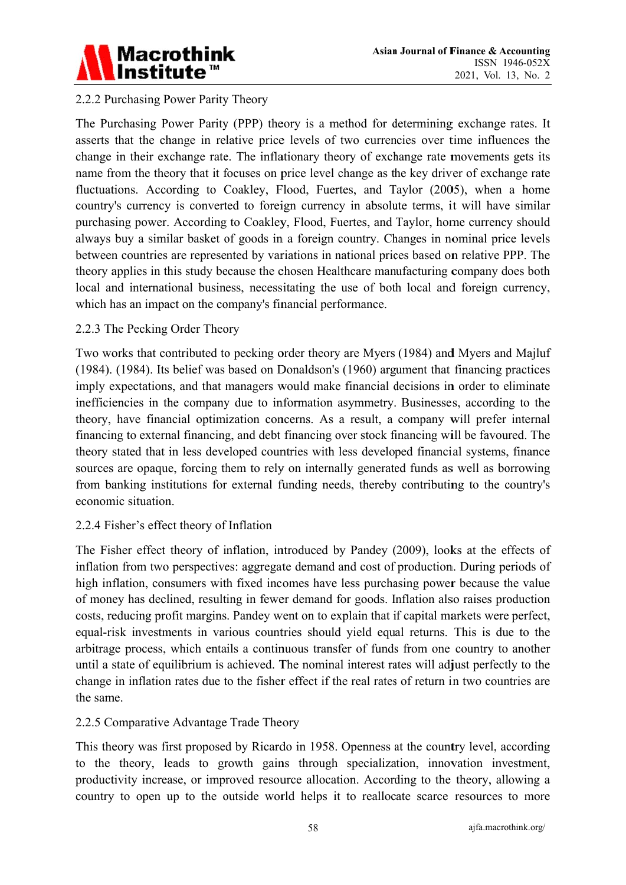### 2.2.2 Purchasing Power Parity Theory

The Purchasing Power Parity (PPP) theory is a method for determining exchange rates. It asserts that the change in relative price levels of two currencies over time influences the change in their exchange rate. The inflationary theory of exchange rate movements gets its name from the theory that it focuses on price level change as the key driver of exchange rate fluctuations. According to Coakley, Flood, Fuertes, and Taylor (2005), when a home country's currency is converted to foreign currency in absolute terms, it will have similar purchasing power. According to Coakley, Flood, Fuertes, and Taylor, home currency should always buy a similar basket of goods in a foreign country. Changes in nominal price levels between countries are represented by variations in national prices based on relative PPP. The theory applies in this study because the chosen Healthcare manufacturing company does both local and international business, necessitating the use of both local and foreign currency, which has an impact on the company's financial performance.

### 2.2.3 The Pecking Order Theory

Two works that contributed to pecking order theory are Myers (1984) and Myers and Majluf (1984). (1984). Its belief was based on Donaldson's (1960) argument that financing practices imply expectations, and that managers would make financial decisions in order to eliminate inefficiencies in the company due to information asymmetry. Businesses, according to the theory, have financial optimization concerns. As a result, a company will prefer internal financing to external financing, and debt financing over stock financing will be favoured. The theory stated that in less developed countries with less developed financial systems, finance sources are opaque, forcing them to rely on internally generated funds as well as borrowing from banking institutions for external funding needs, thereby contributing to the country's economic situation.

### 2.2.4 Fisher's effect theory of Inflation

The Fisher effect theory of inflation, introduced by Pandey (2009), looks at the effects of inflation from two perspectives: aggregate demand and cost of production. During periods of high inflation, consumers with fixed incomes have less purchasing power because the value of money has declined, resulting in fewer demand for goods. Inflation also raises production costs, reducing profit margins. Pandey went on to explain that if capital markets were perfect, equal-risk investments in various countries should yield equal returns. This is due to the arbitrage process, which entails a continuous transfer of funds from one country to another until a state of equilibrium is achieved. The nominal interest rates will adjust perfectly to the change in inflation rates due to the fisher effect if the real rates of return in two countries are the same.

### 2.2.5 Comparative Advantage Trade Theory

This theory was first proposed by Ricardo in 1958. Openness at the country level, according to the theory, leads to growth gains through specialization, innovation investment, productivity increase, or improved resource allocation. According to the theory, allowing a country to open up to the outside world helps it to reallocate scarce resources to more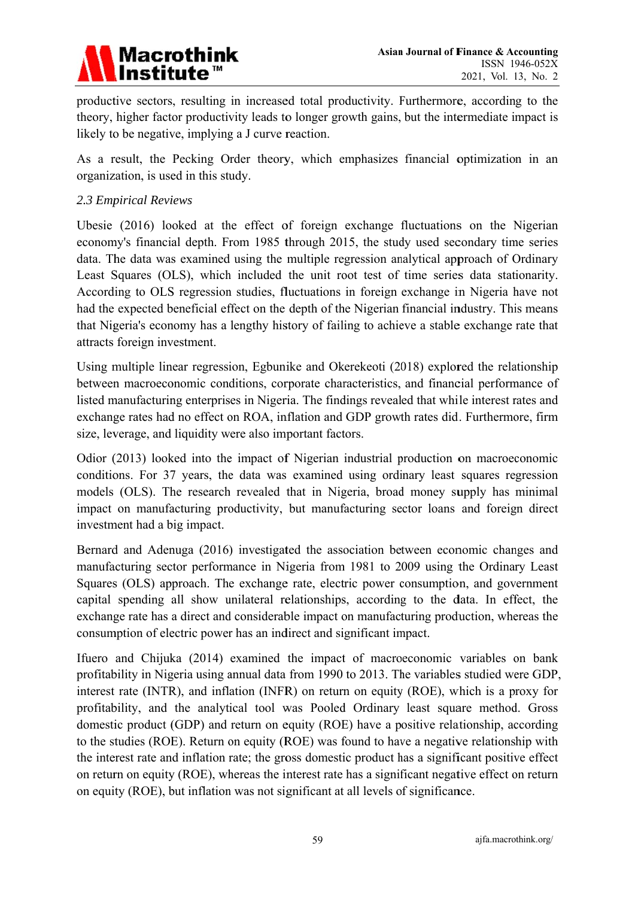productive sectors, resulting in increased total productivity. Furthermore, according to the theory, higher factor productivity leads to longer growth gains, but the intermediate impact is likely to be negative, implying a J curve reaction.

As a result, the Pecking Order theory, which emphasizes financial optimization in an organization, is used in this study.

### *2.3 Empirical Reviews*

Ubesie (2016) looked at the effect of foreign exchange fluctuations on the Nigerian economy's financial depth. From 1985 through 2015, the study used secondary time series data. The data was examined using the multiple regression analytical approach of Ordinary Least Squares (OLS), which included the unit root test of time series data stationarity. According to OLS regression studies, fluctuations in foreign exchange in Nigeria have not had the expected beneficial effect on the depth of the Nigerian financial industry. This means that Nigeria's economy has a lengthy history of failing to achieve a stable exchange rate that attracts foreign investment.

Using multiple linear regression, Egbunike and Okerekeoti (2018) explored the relationship between macroeconomic conditions, corporate characteristics, and financial performance of listed manufacturing enterprises in Nigeria. The findings revealed that while interest rates and exchange rates had no effect on ROA, inflation and GDP growth rates did. Furthermore, firm size, leverage, and liquidity were also important factors.

Odior (2013) looked into the impact of Nigerian industrial production on macroeconomic conditions. For 37 years, the data was examined using ordinary least squares regression models (OLS). The research revealed that in Nigeria, broad money supply has minimal impact on manufacturing productivity, but manufacturing sector loans and foreign direct investment had a big impact.

Bernard and Adenuga (2016) investigated the association between economic changes and manufacturing sector performance in Nigeria from 1981 to 2009 using the Ordinary Least Squares (OLS) approach. The exchange rate, electric power consumption, and government capital spending all show unilateral relationships, according to the data. In effect, the exchange rate has a direct and considerable impact on manufacturing production, whereas the consumption of electric power has an indirect and significant impact.

Ifuero and Chijuka (2014) examined the impact of macroeconomic variables on bank profitability in Nigeria using annual data from 1990 to 2013. The variables studied were GDP, interest rate (INTR), and inflation (INFR) on return on equity (ROE), which is a proxy for profitability, and the analytical tool was Pooled Ordinary least square method. Gross domestic product (GDP) and return on equity (ROE) have a positive relationship, according to the studies (ROE). Return on equity (ROE) was found to have a negative relationship with the interest rate and inflation rate; the gross domestic product has a significant positive effect on return on equity (ROE), whereas the interest rate has a significant negative effect on return on equity (ROE), but inflation was not significant at all levels of significance.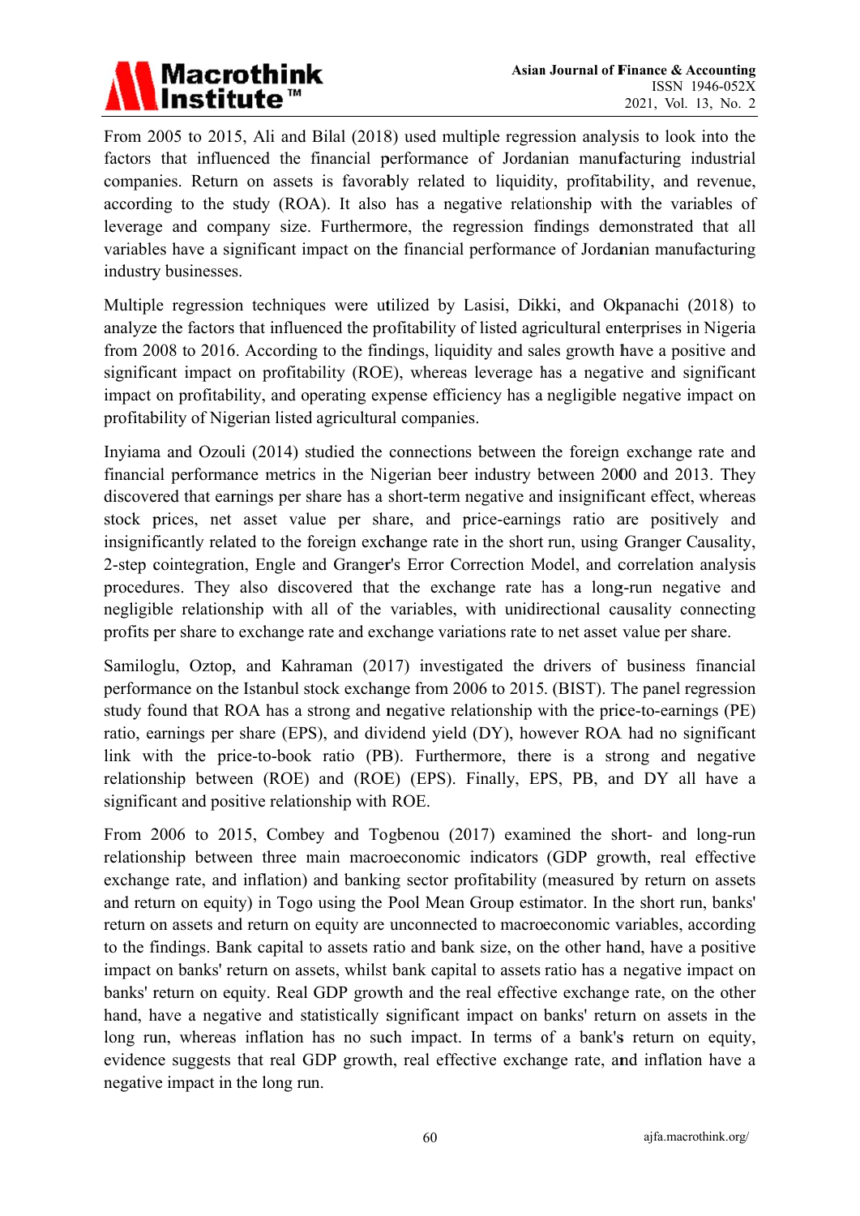From 2005 to 2015, Ali and Bilal (2018) used multiple regression analysis to look into the factors that influenced the financial performance of Jordanian manufacturing industrial companies. Return on assets is favorably related to liquidity, profitability, and revenue, according to the study (ROA). It also has a negative relationship with the variables of leverage and company size. Furthermore, the regression findings demonstrated that all variables have a significant impact on the financial performance of Jordanian manufacturing industry businesses.

Multiple regression techniques were utilized by Lasisi, Dikki, and Okpanachi (2018) to analyze the factors that influenced the profitability of listed agricultural enterprises in Nigeria from 2008 to 2016. According to the findings, liquidity and sales growth have a positive and significant impact on profitability (ROE), whereas leverage has a negative and significant impact on profitability, and operating expense efficiency has a negligible negative impact on profitability of Nigerian listed agricultural companies.

Inyiama and Ozouli (2014) studied the connections between the foreign exchange rate and financial performance metrics in the Nigerian beer industry between 2000 and 2013. They discovered that earnings per share has a short-term negative and insignificant effect, whereas stock prices, net asset value per share, and price-earnings ratio are positively and insignificantly related to the foreign exchange rate in the short run, using Granger Causality, 2-step cointegration, Engle and Granger's Error Correction Model, and correlation analysis procedures. They also discovered that the exchange rate has a long-run negative and negligible relationship with all of the variables, with unidirectional causality connecting profits per share to exchange rate and exchange variations rate to net asset value per share.

Samiloglu, Oztop, and Kahraman (2017) investigated the drivers of business financial performance on the Istanbul stock exchange from 2006 to 2015. (BIST). The panel regression study found that ROA has a strong and negative relationship with the price-to-earnings (PE) ratio, earnings per share (EPS), and dividend yield (DY), however ROA had no significant link with the price-to-book ratio (PB). Furthermore, there is a strong and negative relationship between (ROE) and (ROE) (EPS). Finally, EPS, PB, and DY all have a significant and positive relationship with ROE.

From 2006 to 2015, Combey and Togbenou (2017) examined the short- and long-run relationship between three main macroeconomic indicators (GDP growth, real effective exchange rate, and inflation) and banking sector profitability (measured by return on assets and return on equity) in Togo using the Pool Mean Group estimator. In the short run, banks' return on assets and return on equity are unconnected to macroeconomic variables, according to the findings. Bank capital to assets ratio and bank size, on the other hand, have a positive impact on banks' return on assets, whilst bank capital to assets ratio has a negative impact on banks' return on equity. Real GDP growth and the real effective exchange rate, on the other hand, have a negative and statistically significant impact on banks' return on assets in the long run, whereas inflation has no such impact. In terms of a bank's return on equity, evidence suggests that real GDP growth, real effective exchange rate, and inflation have a negative impact in the long run.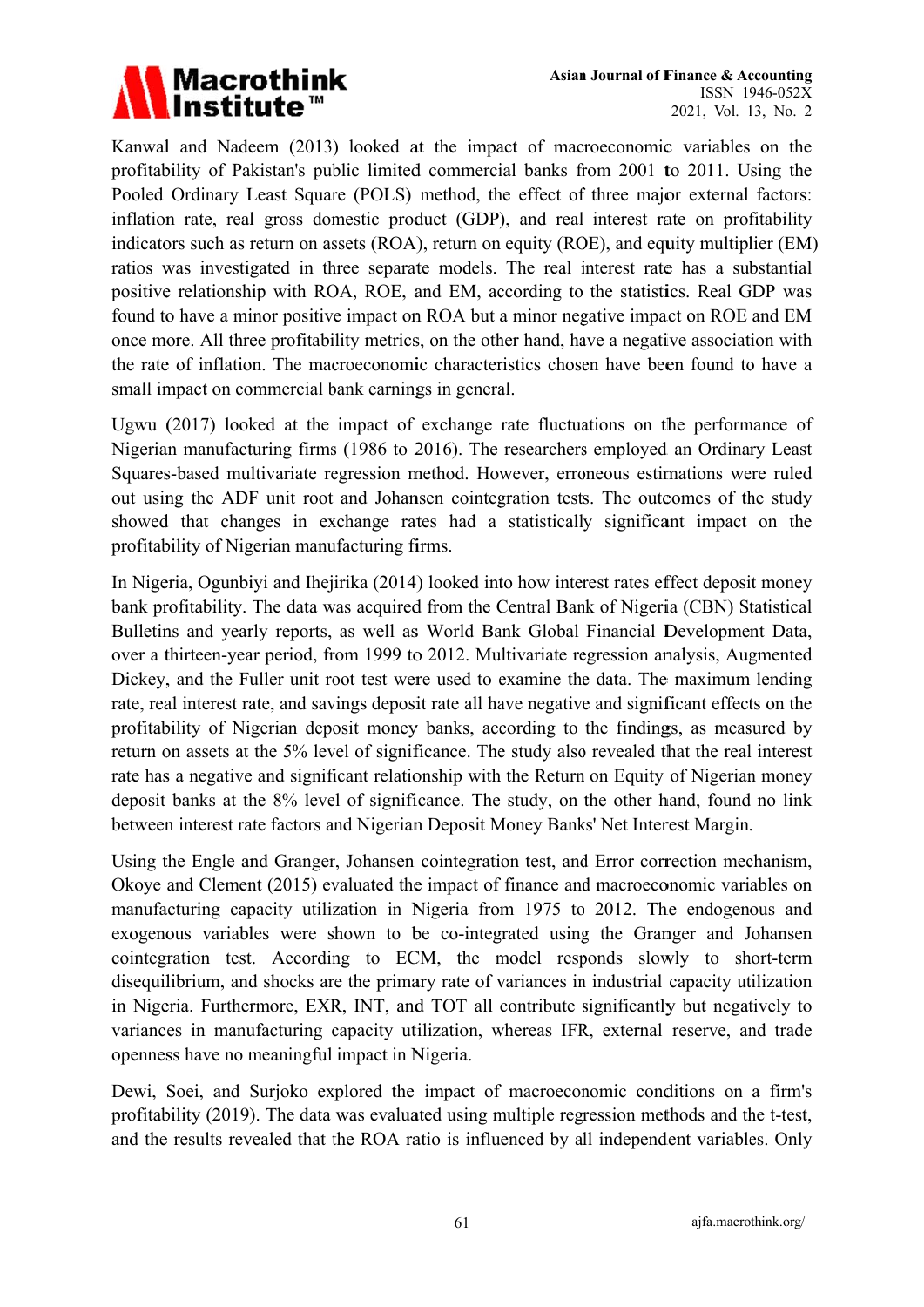Kanwal and Nadeem (2013) looked at the impact of macroeconomic variables on the profitability of Pakistan's public limited commercial banks from 2001 to 2011. Using the Pooled Ordinary Least Square (POLS) method, the effect of three major external factors: inflation rate, real gross domestic product (GDP), and real interest rate on profitability indicators such as return on assets (ROA), return on equity (ROE), and equity multiplier (EM) ratios was investigated in three separate models. The real interest rate has a substantial positive relationship with ROA, ROE, and EM, according to the statistics. Real GDP was found to have a minor positive impact on ROA but a minor negative impact on ROE and EM once more. All three profitability metrics, on the other hand, have a negative association with the rate of inflation. The macroeconomic characteristics chosen have been found to have a small impact on commercial bank earnings in general.

Ugwu (2017) looked at the impact of exchange rate fluctuations on the performance of Nigerian manufacturing firms (1986 to 2016). The researchers employed an Ordinary Least Squares-based multivariate regression method. However, erroneous estimations were ruled out using the ADF unit root and Johansen cointegration tests. The outcomes of the study showed that changes in exchange rates had a statistically significant impact on the profitability of Nigerian manufacturing firms.

In Nigeria, Ogunbiyi and Ihejirika (2014) looked into how interest rates effect deposit money bank profitability. The data was acquired from the Central Bank of Nigeria (CBN) Statistical Bulletins and yearly reports, as well as World Bank Global Financial Development Data, over a thirteen-year period, from 1999 to 2012. Multivariate regression analysis, Augmented Dickey, and the Fuller unit root test were used to examine the data. The maximum lending rate, real interest rate, and savings deposit rate all have negative and significant effects on the profitability of Nigerian deposit money banks, according to the findings, as measured by return on assets at the 5% level of significance. The study also revealed that the real interest rate has a negative and significant relationship with the Return on Equity of Nigerian money deposit banks at the 8% level of significance. The study, on the other hand, found no link between interest rate factors and Nigerian Deposit Money Banks' Net Interest Margin.

Using the Engle and Granger, Johansen cointegration test, and Error correction mechanism, Okoye and Clement (2015) evaluated the impact of finance and macroeconomic variables on manufacturing capacity utilization in Nigeria from 1975 to 2012. The endogenous and exogenous variables were shown to be co-integrated using the Granger and Johansen cointegration test. According to ECM, the model responds slowly to short-term disequilibrium, and shocks are the primary rate of variances in industrial capacity utilization in Nigeria. Furthermore, EXR, INT, and TOT all contribute significantly but negatively to variances in manufacturing capacity utilization, whereas IFR, external reserve, and trade openness have no meaningful impact in Nigeria.

Dewi, Soei, and Surjoko explored the impact of macroeconomic conditions on a firm's profitability (2019). The data was evaluated using multiple regression methods and the t-test, and the results revealed that the ROA ratio is influenced by all independent variables. Only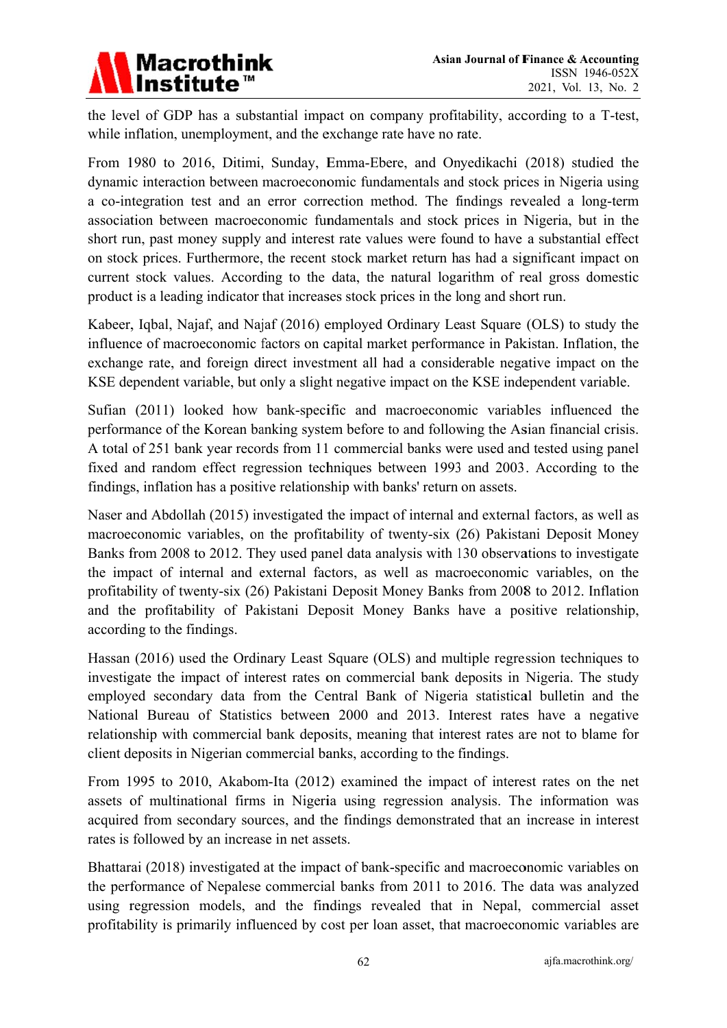the level of GDP has a substantial impact on company profitability, according to a T-test, while inflation, unemployment, and the exchange rate have no rate.

From 1980 to 2016, Ditimi, Sunday, Emma-Ebere, and Onyedikachi (2018) studied the dynamic interaction between macroeconomic fundamentals and stock prices in Nigeria using a co-integration test and an error correction method. The findings revealed a long-term association between macroeconomic fundamentals and stock prices in Nigeria, but in the short run, past money supply and interest rate values were found to have a substantial effect on stock prices. Furthermore, the recent stock market return has had a significant impact on current stock values. According to the data, the natural logarithm of real gross domestic product is a leading indicator that increases stock prices in the long and short run.

Kabeer, Iqbal, Najaf, and Najaf (2016) employed Ordinary Least Square (OLS) to study the influence of macroeconomic factors on capital market performance in Pakistan. Inflation, the exchange rate, and foreign direct investment all had a considerable negative impact on the KSE dependent variable, but only a slight negative impact on the KSE independent variable.

Sufian (2011) looked how bank-specific and macroeconomic variables influenced the performance of the Korean banking system before to and following the Asian financial crisis. A total of 251 bank year records from 11 commercial banks were used and tested using panel fixed and random effect regression techniques between 1993 and 2003. According to the findings, inflation has a positive relationship with banks' return on assets.

Naser and Abdollah (2015) investigated the impact of internal and external factors, as well as macroeconomic variables, on the profitability of twenty-six (26) Pakistani Deposit Money Banks from 2008 to 2012. They used panel data analysis with 130 observations to investigate the impact of internal and external factors, as well as macroeconomic variables, on the profitability of twenty-six (26) Pakistani Deposit Money Banks from 2008 to 2012. Inflation and the profitability of Pakistani Deposit Money Banks have a positive relationship, according to the findings.

Hassan (2016) used the Ordinary Least Square (OLS) and multiple regression techniques to investigate the impact of interest rates on commercial bank deposits in Nigeria. The study employed secondary data from the Central Bank of Nigeria statistical bulletin and the National Bureau of Statistics between 2000 and 2013. Interest rates have a negative relationship with commercial bank deposits, meaning that interest rates are not to blame for client deposits in Nigerian commercial banks, according to the findings.

From 1995 to 2010, Akabom-Ita (2012) examined the impact of interest rates on the net assets of multinational firms in Nigeria using regression analysis. The information was acquired from secondary sources, and the findings demonstrated that an increase in interest rates is followed by an increase in net assets.

Bhattarai (2018) investigated at the impact of bank-specific and macroeconomic variables on the performance of Nepalese commercial banks from 2011 to 2016. The data was analyzed using regression models, and the findings revealed that in Nepal, commercial asset profitability is primarily influenced by cost per loan asset, that macroeconomic variables are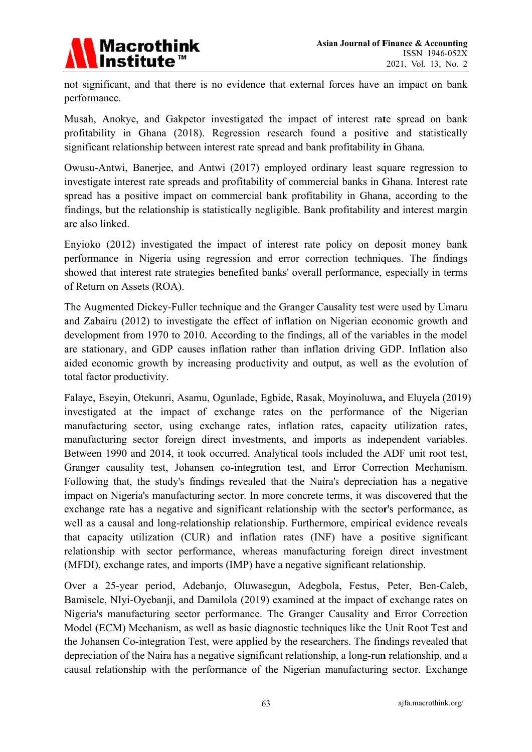not significant, and that there is no evidence that external forces have an impact on bank performance.

Musah, Anokye, and Gakpetor investigated the impact of interest rate spread on bank profitability in Ghana (2018). Regression research found a positive and statistically significant relationship between interest rate spread and bank profitability in Ghana.

Owusu-Antwi, Banerjee, and Antwi (2017) employed ordinary least square regression to investigate interest rate spreads and profitability of commercial banks in Ghana. Interest rate spread has a positive impact on commercial bank profitability in Ghana, according to the findings, but the relationship is statistically negligible. Bank profitability and interest margin are also linked.

Enyioko (2012) investigated the impact of interest rate policy on deposit money bank performance in Nigeria using regression and error correction techniques. The findings showed that interest rate strategies benefited banks' overall performance, especially in terms of Return on Assets (ROA).

The Augmented Dickey-Fuller technique and the Granger Causality test were used by Umaru and Zabairu (2012) to investigate the effect of inflation on Nigerian economic growth and development from 1970 to 2010. According to the findings, all of the variables in the model are stationary, and GDP causes inflation rather than inflation driving GDP. Inflation also aided economic growth by increasing productivity and output, as well as the evolution of total factor productivity.

Falaye, Eseyin, Otekunri, Asamu, Ogunlade, Egbide, Rasak, Moyinoluwa, and Eluyela (2019) investigated at the impact of exchange rates on the performance of the Nigerian manufacturing sector, using exchange rates, inflation rates, capacity utilization rates, manufacturing sector foreign direct investments, and imports as independent variables. Between 1990 and 2014, it took occurred. Analytical tools included the ADF unit root test, Granger causality test, Johansen co-integration test, and Error Correction Mechanism. Following that, the study's findings revealed that the Naira's depreciation has a negative impact on Nigeria's manufacturing sector. In more concrete terms, it was discovered that the exchange rate has a negative and significant relationship with the sector's performance, as well as a causal and long-relationship relationship. Furthermore, empirical evidence reveals that capacity utilization (CUR) and inflation rates (INF) have a positive significant relationship with sector performance, whereas manufacturing foreign direct investment (MFDI), exchange rates, and imports (IMP) have a negative significant relationship.

Over a 25-year period, Adebanjo, Oluwasegun, Adegbola, Festus, Peter, Ben-Caleb, Bamisele, NIyi-Oyebanji, and Damilola (2019) examined at the impact of exchange rates on Nigeria's manufacturing sector performance. The Granger Causality and Error Correction Model (ECM) Mechanism, as well as basic diagnostic techniques like the Unit Root Test and the Johansen Co-integration Test, were applied by the researchers. The findings revealed that depreciation of the Naira has a negative significant relationship, a long-run relationship, and a causal relationship with the performance of the Nigerian manufacturing sector. Exchange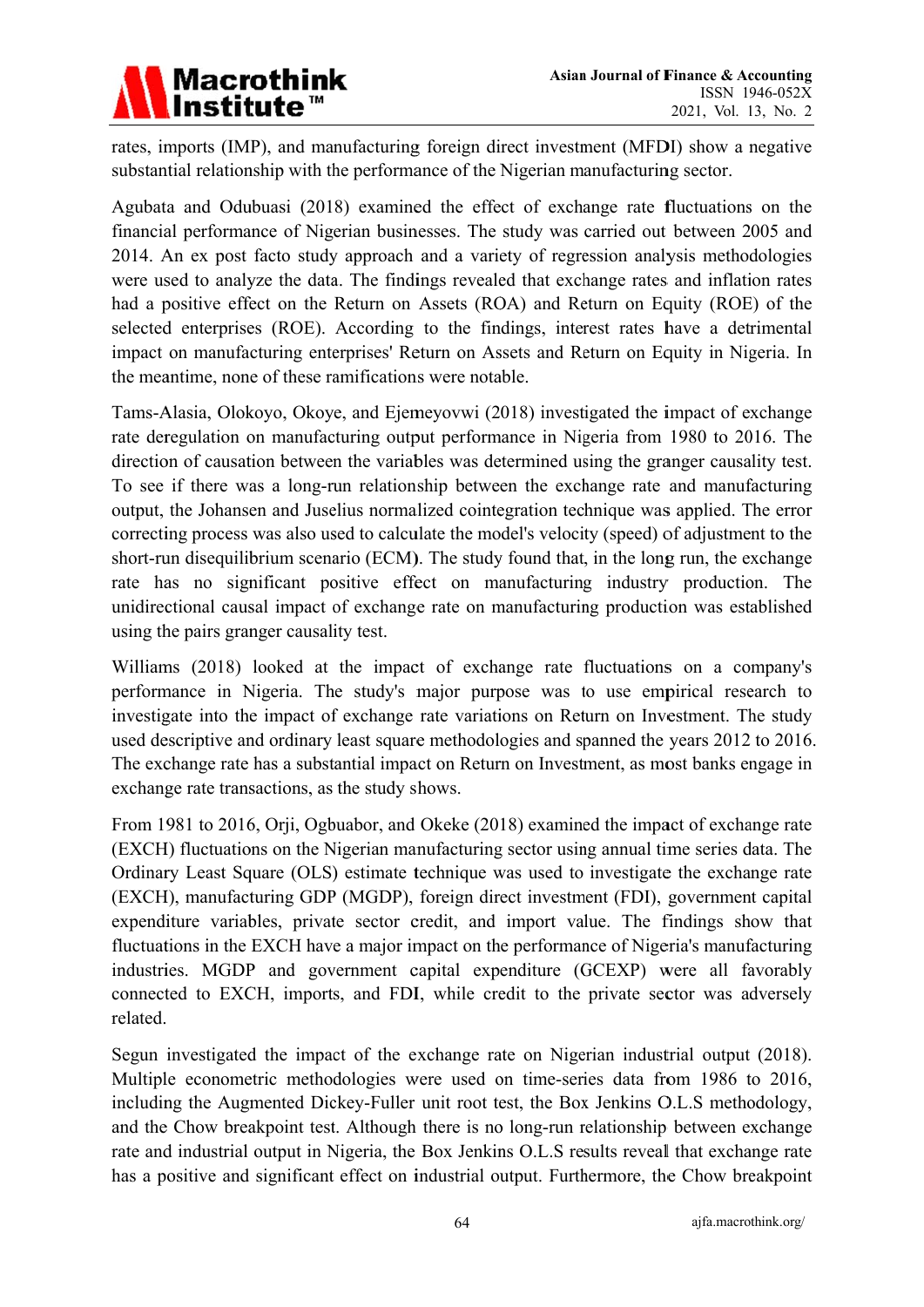rates, imports (IMP), and manufacturing foreign direct investment (MFDI) show a negative substantial relationship with the performance of the Nigerian manufacturing sector.

Agubata and Odubuasi (2018) examined the effect of exchange rate fluctuations on the financial performance of Nigerian businesses. The study was carried out between 2005 and 2014. An ex post facto study approach and a variety of regression analysis methodologies were used to analyze the data. The findings revealed that exchange rates and inflation rates had a positive effect on the Return on Assets (ROA) and Return on Equity (ROE) of the selected enterprises (ROE). According to the findings, interest rates have a detrimental impact on manufacturing enterprises' Return on Assets and Return on Equity in Nigeria. In the meantime, none of these ramifications were notable.

Tams-Alasia, Olokoyo, Okoye, and Ejemeyovwi (2018) investigated the impact of exchange rate deregulation on manufacturing output performance in Nigeria from 1980 to 2016. The direction of causation between the variables was determined using the granger causality test. To see if there was a long-run relationship between the exchange rate and manufacturing output, the Johansen and Juselius normalized cointegration technique was applied. The error correcting process was also used to calculate the model's velocity (speed) of adjustment to the short-run disequilibrium scenario (ECM). The study found that, in the long run, the exchange rate has no significant positive effect on manufacturing industry production. The unidirectional causal impact of exchange rate on manufacturing production was established using the pairs granger causality test.

Williams (2018) looked at the impact of exchange rate fluctuations on a company's performance in Nigeria. The study's major purpose was to use empirical research to investigate into the impact of exchange rate variations on Return on Investment. The study used descriptive and ordinary least square methodologies and spanned the years 2012 to 2016. The exchange rate has a substantial impact on Return on Investment, as most banks engage in exchange rate transactions, as the study shows.

From 1981 to 2016, Orji, Ogbuabor, and Okeke (2018) examined the impact of exchange rate (EXCH) fluctuations on the Nigerian manufacturing sector using annual time series data. The Ordinary Least Square (OLS) estimate technique was used to investigate the exchange rate (EXCH), manufacturing GDP (MGDP), foreign direct investment (FDI), government capital expenditure variables, private sector credit, and import value. The findings show that fluctuations in the EXCH have a major impact on the performance of Nigeria's manufacturing industries. MGDP and government capital expenditure (GCEXP) were all favorably connected to EXCH, imports, and FDI, while credit to the private sector was adversely related.

Segun investigated the impact of the exchange rate on Nigerian industrial output (2018). Multiple econometric methodologies were used on time-series data from 1986 to 2016, including the Augmented Dickey-Fuller unit root test, the Box Jenkins O.L.S methodology, and the Chow breakpoint test. Although there is no long-run relationship between exchange rate and industrial output in Nigeria, the Box Jenkins O.L.S results reveal that exchange rate has a positive and significant effect on industrial output. Furthermore, the Chow breakpoint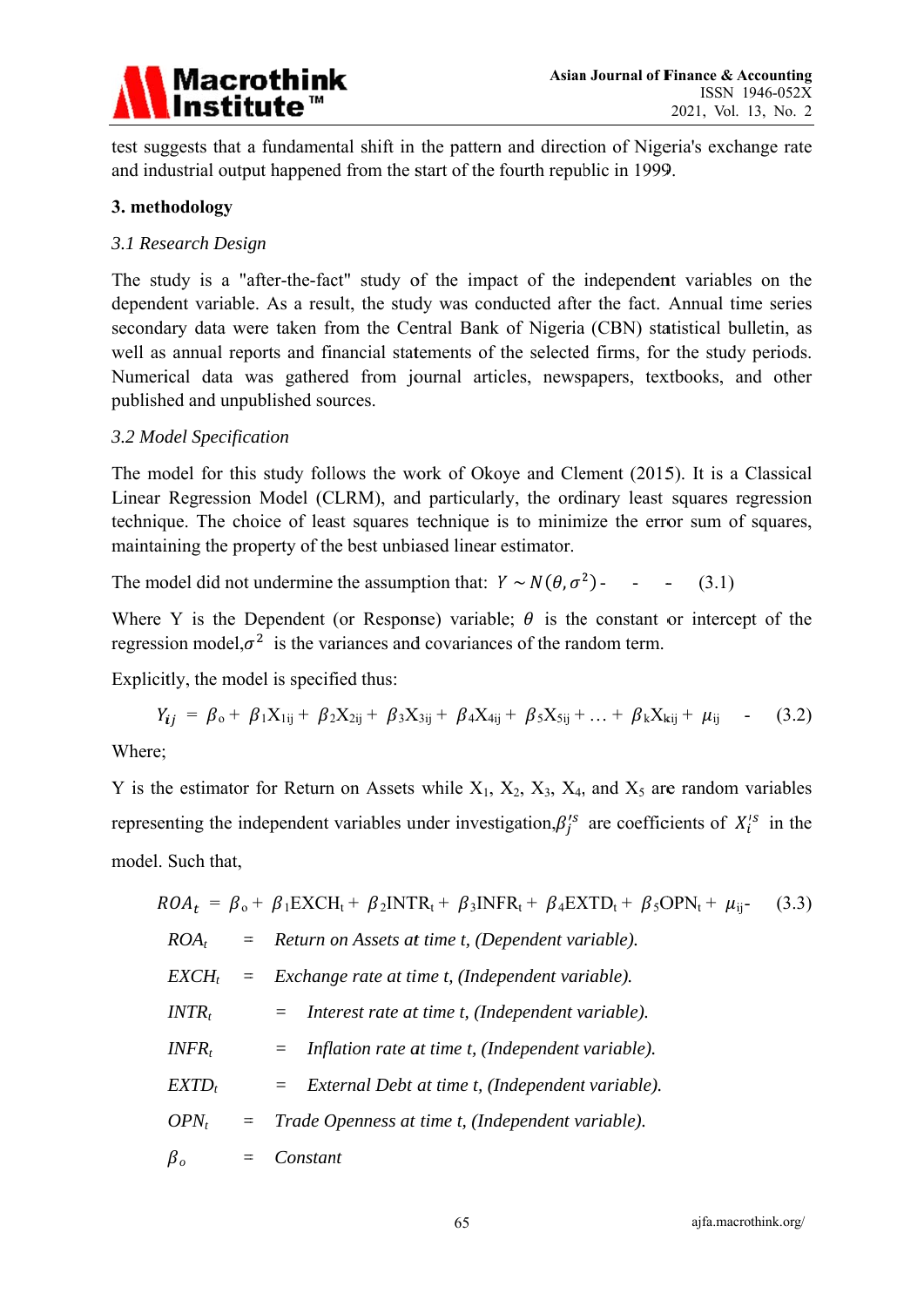test suggests that a fundamental shift in the pattern and direction of Nigeria's exchange rate and industrial output happened from the start of the fourth republic in 1999.

## 3. methodology

### *3.1 Research Design*

The study is a "after-the-fact" study of the impact of the independent variables on the dependent variable. As a result, the study was conducted after the fact. Annual time series secondary data were taken from the Central Bank of Nigeria (CBN) statistical bulletin, as well as annual reports and financial statements of the selected firms, for the study periods. Numerical data was gathered from journal articles, newspapers, textbooks, and other published and unpublished sources.

### *3.2 Model Specification*

The model for this study follows the work of Okoye and Clement (2015). It is a Classical Linear Regression Model (CLRM), and particularly, the ordinary least squares regression technique. The choice of least squares technique is to minimize the error sum of squares, maintaining the property of the best unbiased linear estimator.

The model did not undermine the assumption that: $Y \sim N(\theta, \sigma^2)$ - - - (3.1)

Where Y is the Dependent (or Response) variable; $\theta$ is the constant or intercept of the regression model, $\sigma^2$ is the variances and covariances of the random term.

Explicitly, the model is specified thus:

$$Y_{ij} = \beta_o + \beta_1 X_{1ij} + \beta_2 X_{2ij} + \beta_3 X_{3ij} + \beta_4 X_{4ij} + \beta_5 X_{5ij} + \ldots + \beta_k X_{kij} + \mu_{ij} \quad - \quad (3.2)$$

Where;

Y is the estimator for Return on Assets while $X_1$, $X_2$, $X_3$, $X_4$, and $X_5$ are random variables representing the independent variables under investigation, $\beta_j^{\prime s}$ are coefficients of $X_i^{\prime s}$ in the model. Such that,

$$ROA_t = \beta_o + \beta_1 EXCH_t + \beta_2 INTR_t + \beta_3 INFR_t + \beta_4 EXTD_t + \beta_5 OPN_t + \mu_{ij} - \quad (3.3)$$

$ROA_t$ = *Return on Assets at time t, (Dependent variable).*

$EXCH_t$ = *Exchange rate at time t, (Independent variable).*

$INTR_t$ = *Interest rate at time t, (Independent variable).*

$INFR_t$ = *Inflation rate at time t, (Independent variable).*

$EXTD_t$ = *External Debt at time t, (Independent variable).*

$OPN_t$ = *Trade Openness at time t, (Independent variable).*

$\beta_o$ = *Constant*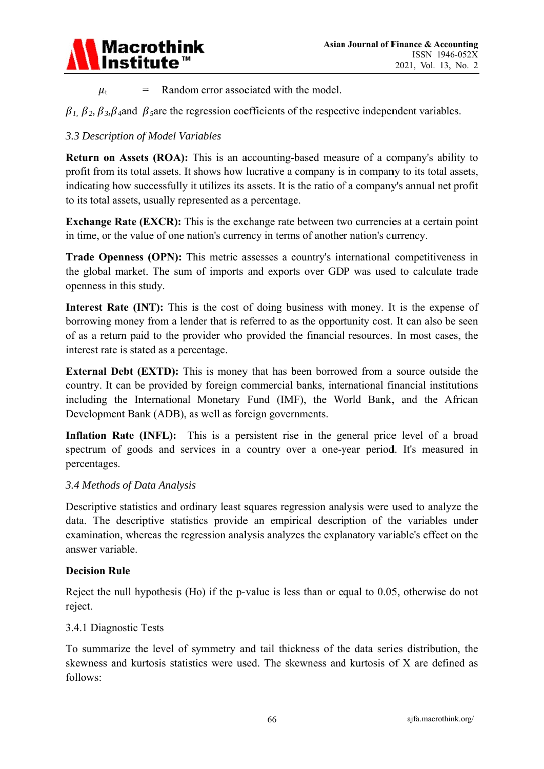$\mu_t$ = Random error associated with the model.

$\beta_1$, $\beta_2$, $\beta_3$,$\beta_4$and $\beta_5$are the regression coefficients of the respective independent variables.

### *3.3 Description of Model Variables*

**Return on Assets (ROA):** This is an accounting-based measure of a company's ability to profit from its total assets. It shows how lucrative a company is in company to its total assets, indicating how successfully it utilizes its assets. It is the ratio of a company's annual net profit to its total assets, usually represented as a percentage.

**Exchange Rate (EXCR):** This is the exchange rate between two currencies at a certain point in time, or the value of one nation's currency in terms of another nation's currency.

**Trade Openness (OPN):** This metric assesses a country's international competitiveness in the global market. The sum of imports and exports over GDP was used to calculate trade openness in this study.

**Interest Rate (INT):** This is the cost of doing business with money. It is the expense of borrowing money from a lender that is referred to as the opportunity cost. It can also be seen of as a return paid to the provider who provided the financial resources. In most cases, the interest rate is stated as a percentage.

**External Debt (EXTD):** This is money that has been borrowed from a source outside the country. It can be provided by foreign commercial banks, international financial institutions including the International Monetary Fund (IMF), the World Bank, and the African Development Bank (ADB), as well as foreign governments.

**Inflation Rate (INFL):** This is a persistent rise in the general price level of a broad spectrum of goods and services in a country over a one-year period. It's measured in percentages.

### *3.4 Methods of Data Analysis*

Descriptive statistics and ordinary least squares regression analysis were used to analyze the data. The descriptive statistics provide an empirical description of the variables under examination, whereas the regression analysis analyzes the explanatory variable's effect on the answer variable.

**Decision Rule**

Reject the null hypothesis (Ho) if the p-value is less than or equal to 0.05, otherwise do not reject.

#### 3.4.1 Diagnostic Tests

To summarize the level of symmetry and tail thickness of the data series distribution, the skewness and kurtosis statistics were used. The skewness and kurtosis of X are defined as follows: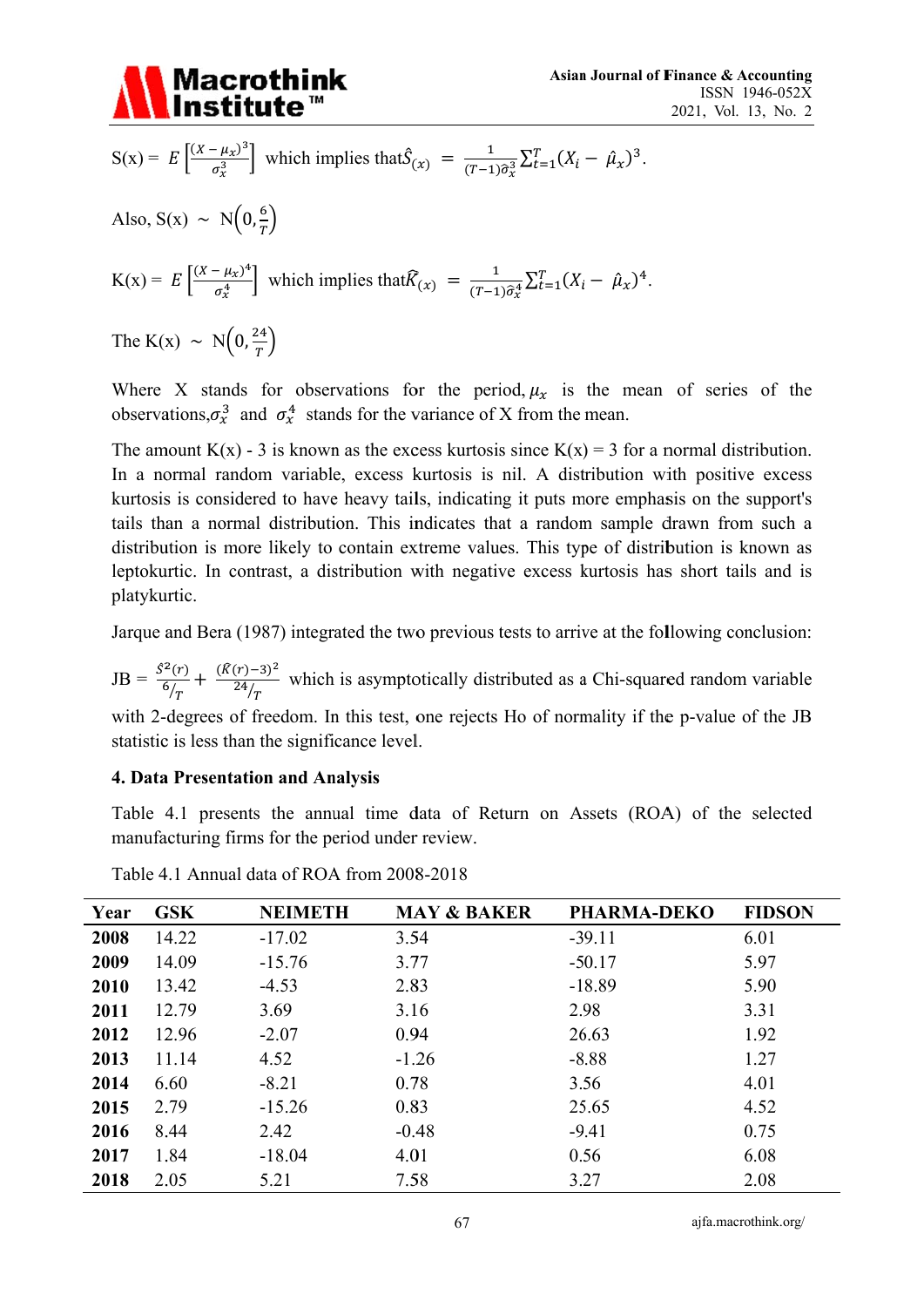S(x) = $E\left[\frac{(X-\mu_x)^3}{\sigma_x^3}\right]$ which implies that $\hat{S}_{(x)} = \frac{1}{(T-1)\hat{\sigma}_x^3}\sum_{t=1}^{T}(X_i - \hat{\mu}_x)^3$.

Also, S(x) $\sim$ $N\left(0, \frac{6}{T}\right)$

K(x) = $E\left[\frac{(X-\mu_x)^4}{\sigma_x^4}\right]$ which implies that $\widehat{K}_{(x)} = \frac{1}{(T-1)\hat{\sigma}_x^4}\sum_{t=1}^{T}(X_i - \hat{\mu}_x)^4$.

The K(x) $\sim$ $N\left(0, \frac{24}{T}\right)$

Where X stands for observations for the period, $\mu_x$ is the mean of series of the observations, $\sigma_x^3$ and $\sigma_x^4$ stands for the variance of X from the mean.

The amount K(x) - 3 is known as the excess kurtosis since K(x) = 3 for a normal distribution. In a normal random variable, excess kurtosis is nil. A distribution with positive excess kurtosis is considered to have heavy tails, indicating it puts more emphasis on the support's tails than a normal distribution. This indicates that a random sample drawn from such a distribution is more likely to contain extreme values. This type of distribution is known as leptokurtic. In contrast, a distribution with negative excess kurtosis has short tails and is platykurtic.

Jarque and Bera (1987) integrated the two previous tests to arrive at the following conclusion:

JB = $\frac{\hat{S}^2(r)}{6/_T} + \frac{(\widehat{K}(r)-3)^2}{24/_T}$ which is asymptotically distributed as a Chi-squared random variable with 2-degrees of freedom. In this test, one rejects Ho of normality if the p-value of the JB statistic is less than the significance level.

### 4. Data Presentation and Analysis

Table 4.1 presents the annual time data of Return on Assets (ROA) of the selected manufacturing firms for the period under review.

Table 4.1 Annual data of ROA from 2008-2018

| Year | GSK | NEIMETH | MAY & BAKER | PHARMA-DEKO | FIDSON |
|---|---|---|---|---|---|
| **2008** | 14.22 | -17.02 | 3.54 | -39.11 | 6.01 |
| **2009** | 14.09 | -15.76 | 3.77 | -50.17 | 5.97 |
| **2010** | 13.42 | -4.53 | 2.83 | -18.89 | 5.90 |
| **2011** | 12.79 | 3.69 | 3.16 | 2.98 | 3.31 |
| **2012** | 12.96 | -2.07 | 0.94 | 26.63 | 1.92 |
| **2013** | 11.14 | 4.52 | -1.26 | -8.88 | 1.27 |
| **2014** | 6.60 | -8.21 | 0.78 | 3.56 | 4.01 |
| **2015** | 2.79 | -15.26 | 0.83 | 25.65 | 4.52 |
| **2016** | 8.44 | 2.42 | -0.48 | -9.41 | 0.75 |
| **2017** | 1.84 | -18.04 | 4.01 | 0.56 | 6.08 |
| **2018** | 2.05 | 5.21 | 7.58 | 3.27 | 2.08 |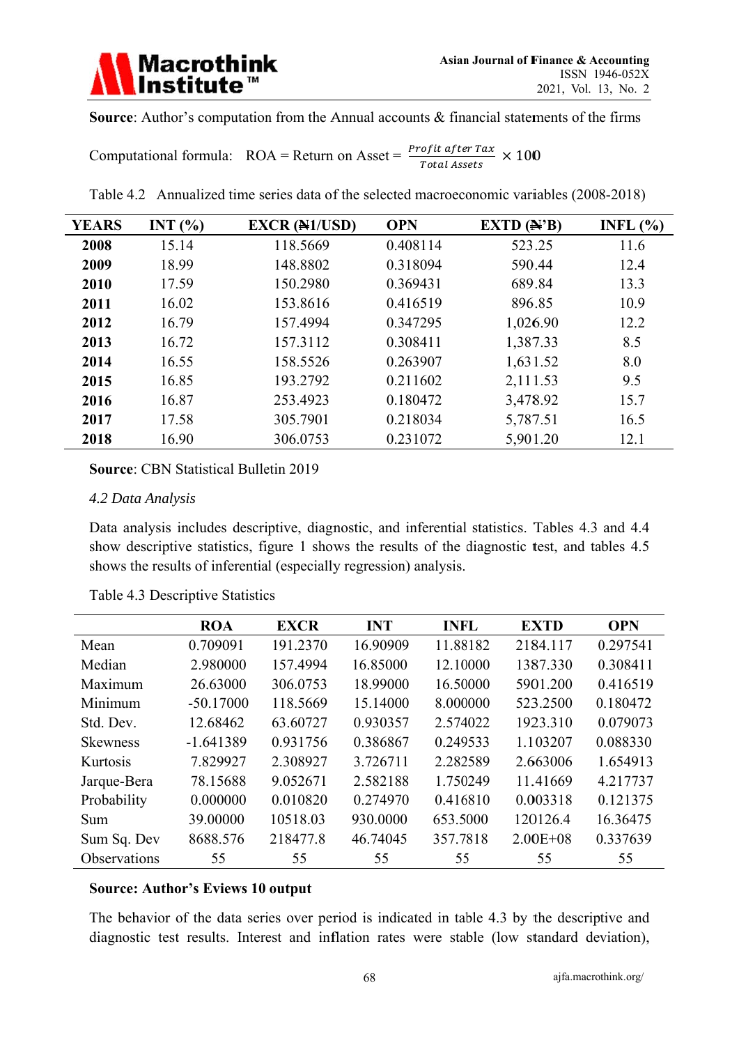**Source**: Author's computation from the Annual accounts & financial statements of the firms

Computational formula: ROA = Return on Asset = $\frac{Profit\ after\ Tax}{Total\ Assets} \times 100$

Table 4.2 Annualized time series data of the selected macroeconomic variables (2008-2018)

| YEARS | INT (%) | EXCR (₦1/USD) | OPN | EXTD (₦'B) | INFL (%) |
|---|---|---|---|---|---|
| **2008** | 15.14 | 118.5669 | 0.408114 | 523.25 | 11.6 |
| **2009** | 18.99 | 148.8802 | 0.318094 | 590.44 | 12.4 |
| **2010** | 17.59 | 150.2980 | 0.369431 | 689.84 | 13.3 |
| **2011** | 16.02 | 153.8616 | 0.416519 | 896.85 | 10.9 |
| **2012** | 16.79 | 157.4994 | 0.347295 | 1,026.90 | 12.2 |
| **2013** | 16.72 | 157.3112 | 0.308411 | 1,387.33 | 8.5 |
| **2014** | 16.55 | 158.5526 | 0.263907 | 1,631.52 | 8.0 |
| **2015** | 16.85 | 193.2792 | 0.211602 | 2,111.53 | 9.5 |
| **2016** | 16.87 | 253.4923 | 0.180472 | 3,478.92 | 15.7 |
| **2017** | 17.58 | 305.7901 | 0.218034 | 5,787.51 | 16.5 |
| **2018** | 16.90 | 306.0753 | 0.231072 | 5,901.20 | 12.1 |

**Source**: CBN Statistical Bulletin 2019

*4.2 Data Analysis*

Data analysis includes descriptive, diagnostic, and inferential statistics. Tables 4.3 and 4.4 show descriptive statistics, figure 1 shows the results of the diagnostic test, and tables 4.5 shows the results of inferential (especially regression) analysis.

Table 4.3 Descriptive Statistics

| | ROA | EXCR | INT | INFL | EXTD | OPN |
|---|---|---|---|---|---|---|
| Mean | 0.709091 | 191.2370 | 16.90909 | 11.88182 | 2184.117 | 0.297541 |
| Median | 2.980000 | 157.4994 | 16.85000 | 12.10000 | 1387.330 | 0.308411 |
| Maximum | 26.63000 | 306.0753 | 18.99000 | 16.50000 | 5901.200 | 0.416519 |
| Minimum | -50.17000 | 118.5669 | 15.14000 | 8.000000 | 523.2500 | 0.180472 |
| Std. Dev. | 12.68462 | 63.60727 | 0.930357 | 2.574022 | 1923.310 | 0.079073 |
| Skewness | -1.641389 | 0.931756 | 0.386867 | 0.249533 | 1.103207 | 0.088330 |
| Kurtosis | 7.829927 | 2.308927 | 3.726711 | 2.282589 | 2.663006 | 1.654913 |
| Jarque-Bera | 78.15688 | 9.052671 | 2.582188 | 1.750249 | 11.41669 | 4.217737 |
| Probability | 0.000000 | 0.010820 | 0.274970 | 0.416810 | 0.003318 | 0.121375 |
| Sum | 39.00000 | 10518.03 | 930.0000 | 653.5000 | 120126.4 | 16.36475 |
| Sum Sq. Dev | 8688.576 | 218477.8 | 46.74045 | 357.7818 | 2.00E+08 | 0.337639 |
| Observations | 55 | 55 | 55 | 55 | 55 | 55 |

**Source: Author's Eviews 10 output**

The behavior of the data series over period is indicated in table 4.3 by the descriptive and diagnostic test results. Interest and inflation rates were stable (low standard deviation),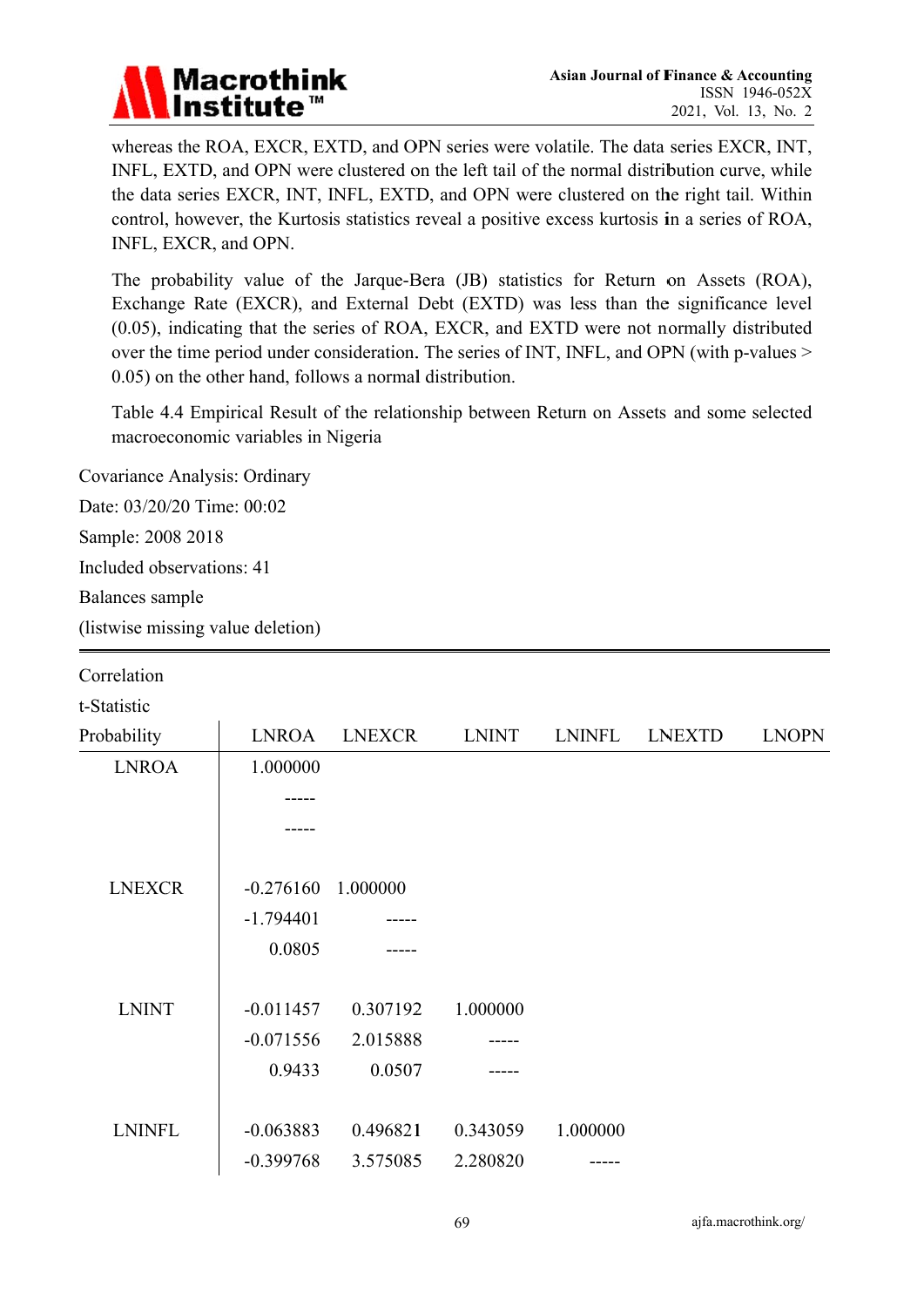whereas the ROA, EXCR, EXTD, and OPN series were volatile. The data series EXCR, INT, INFL, EXTD, and OPN were clustered on the left tail of the normal distribution curve, while the data series EXCR, INT, INFL, EXTD, and OPN were clustered on the right tail. Within control, however, the Kurtosis statistics reveal a positive excess kurtosis in a series of ROA, INFL, EXCR, and OPN.

The probability value of the Jarque-Bera (JB) statistics for Return on Assets (ROA), Exchange Rate (EXCR), and External Debt (EXTD) was less than the significance level (0.05), indicating that the series of ROA, EXCR, and EXTD were not normally distributed over the time period under consideration. The series of INT, INFL, and OPN (with p-values > 0.05) on the other hand, follows a normal distribution.

Table 4.4 Empirical Result of the relationship between Return on Assets and some selected macroeconomic variables in Nigeria

Covariance Analysis: Ordinary

Date: 03/20/20 Time: 00:02

Sample: 2008 2018

Included observations: 41

Balances sample

(listwise missing value deletion)

| Correlation<br>t-Statistic<br>Probability | LNROA | LNEXCR | LNINT | LNINFL | LNEXTD | LNOPN |
|---|---|---|---|---|---|---|
| LNROA | 1.000000 | | | | | |
| | ----- | | | | | |
| | ----- | | | | | |
| LNEXCR | -0.276160 | 1.000000 | | | | |
| | -1.794401 | ----- | | | | |
| | 0.0805 | ----- | | | | |
| LNINT | -0.011457 | 0.307192 | 1.000000 | | | |
| | -0.071556 | 2.015888 | ----- | | | |
| | 0.9433 | 0.0507 | ----- | | | |
| LNINFL | -0.063883 | 0.496821 | 0.343059 | 1.000000 | | |
| | -0.399768 | 3.575085 | 2.280820 | ----- | | |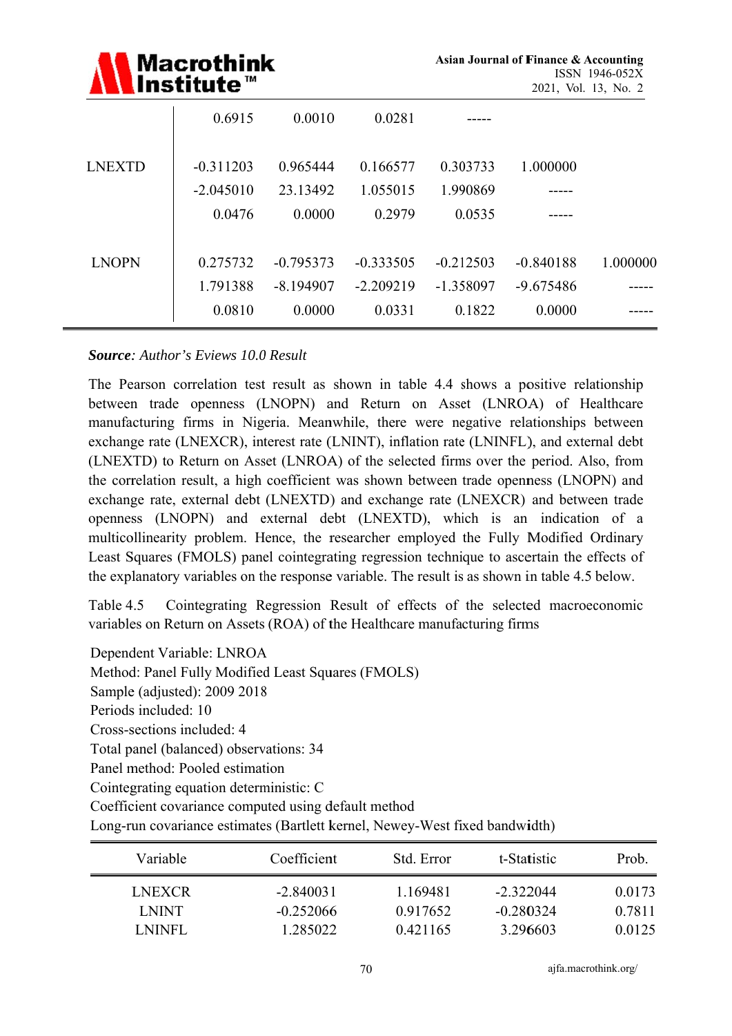| | | | | | | |
|---|---|---|---|---|---|---|
| | 0.6915 | 0.0010 | 0.0281 | ----- | | |
| LNEXTD | -0.311203 | 0.965444 | 0.166577 | 0.303733 | 1.000000 | |
| | -2.045010 | 23.13492 | 1.055015 | 1.990869 | ----- | |
| | 0.0476 | 0.0000 | 0.2979 | 0.0535 | ----- | |
| LNOPN | 0.275732 | -0.795373 | -0.333505 | -0.212503 | -0.840188 | 1.000000 |
| | 1.791388 | -8.194907 | -2.209219 | -1.358097 | -9.675486 | ----- |
| | 0.0810 | 0.0000 | 0.0331 | 0.1822 | 0.0000 | ----- |

***Source**: Author's Eviews 10.0 Result*

The Pearson correlation test result as shown in table 4.4 shows a positive relationship between trade openness (LNOPN) and Return on Asset (LNROA) of Healthcare manufacturing firms in Nigeria. Meanwhile, there were negative relationships between exchange rate (LNEXCR), interest rate (LNINT), inflation rate (LNINFL), and external debt (LNEXTD) to Return on Asset (LNROA) of the selected firms over the period. Also, from the correlation result, a high coefficient was shown between trade openness (LNOPN) and exchange rate, external debt (LNEXTD) and exchange rate (LNEXCR) and between trade openness (LNOPN) and external debt (LNEXTD), which is an indication of a multicollinearity problem. Hence, the researcher employed the Fully Modified Ordinary Least Squares (FMOLS) panel cointegrating regression technique to ascertain the effects of the explanatory variables on the response variable. The result is as shown in table 4.5 below.

Table 4.5 Cointegrating Regression Result of effects of the selected macroeconomic variables on Return on Assets (ROA) of the Healthcare manufacturing firms

Dependent Variable: LNROA
Method: Panel Fully Modified Least Squares (FMOLS)
Sample (adjusted): 2009 2018
Periods included: 10
Cross-sections included: 4
Total panel (balanced) observations: 34
Panel method: Pooled estimation
Cointegrating equation deterministic: C
Coefficient covariance computed using default method
Long-run covariance estimates (Bartlett kernel, Newey-West fixed bandwidth)

| Variable | Coefficient | Std. Error | t-Statistic | Prob. |
|---|---|---|---|---|
| LNEXCR | -2.840031 | 1.169481 | -2.322044 | 0.0173 |
| LNINT | -0.252066 | 0.917652 | -0.280324 | 0.7811 |
| LNINFL | 1.285022 | 0.421165 | 3.296603 | 0.0125 |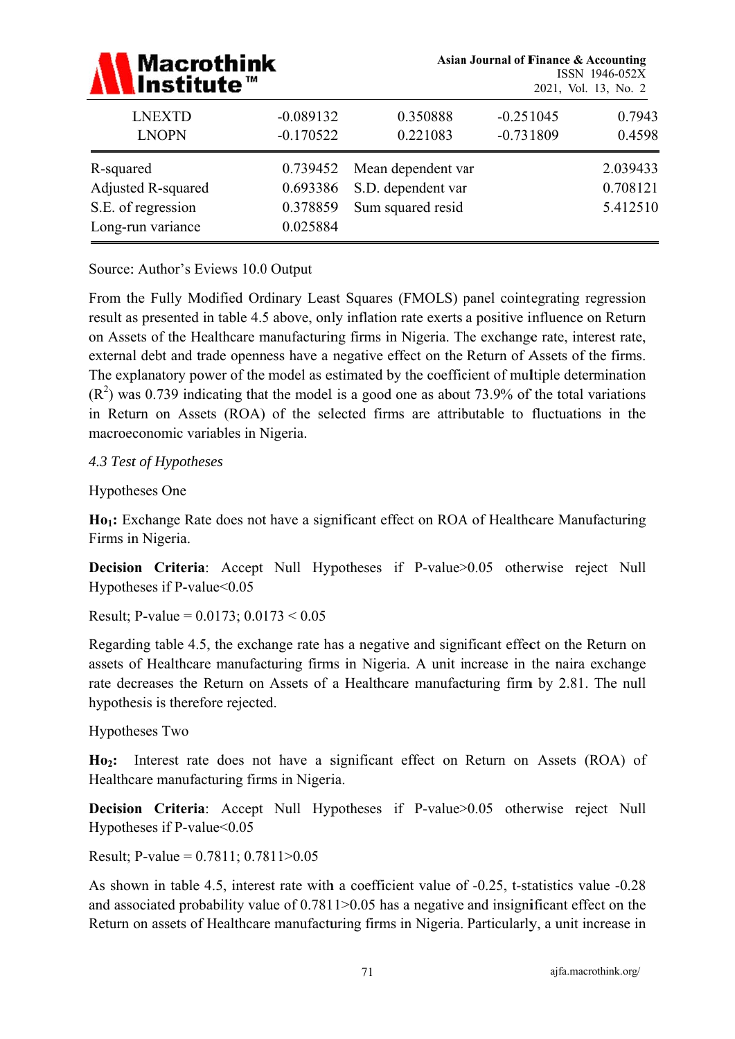| | | | | |
|---|---|---|---|---|
| LNEXTD | -0.089132 | 0.350888 | -0.251045 | 0.7943 |
| LNOPN | -0.170522 | 0.221083 | -0.731809 | 0.4598 |

| | | | |
|---|---|---|---|
| R-squared | 0.739452 | Mean dependent var | 2.039433 |
| Adjusted R-squared | 0.693386 | S.D. dependent var | 0.708121 |
| S.E. of regression | 0.378859 | Sum squared resid | 5.412510 |
| Long-run variance | 0.025884 | | |

Source: Author's Eviews 10.0 Output

From the Fully Modified Ordinary Least Squares (FMOLS) panel cointegrating regression result as presented in table 4.5 above, only inflation rate exerts a positive influence on Return on Assets of the Healthcare manufacturing firms in Nigeria. The exchange rate, interest rate, external debt and trade openness have a negative effect on the Return of Assets of the firms. The explanatory power of the model as estimated by the coefficient of multiple determination ($R^2$) was 0.739 indicating that the model is a good one as about 73.9% of the total variations in Return on Assets (ROA) of the selected firms are attributable to fluctuations in the macroeconomic variables in Nigeria.

### *4.3 Test of Hypotheses*

Hypotheses One

**$Ho_1$:** Exchange Rate does not have a significant effect on ROA of Healthcare Manufacturing Firms in Nigeria.

**Decision Criteria**: Accept Null Hypotheses if P-value>0.05 otherwise reject Null Hypotheses if P-value<0.05

Result; P-value = 0.0173; 0.0173 < 0.05

Regarding table 4.5, the exchange rate has a negative and significant effect on the Return on assets of Healthcare manufacturing firms in Nigeria. A unit increase in the naira exchange rate decreases the Return on Assets of a Healthcare manufacturing firm by 2.81. The null hypothesis is therefore rejected.

Hypotheses Two

**$Ho_2$:** Interest rate does not have a significant effect on Return on Assets (ROA) of Healthcare manufacturing firms in Nigeria.

**Decision Criteria**: Accept Null Hypotheses if P-value>0.05 otherwise reject Null Hypotheses if P-value<0.05

Result; P-value = 0.7811; 0.7811>0.05

As shown in table 4.5, interest rate with a coefficient value of -0.25, t-statistics value -0.28 and associated probability value of 0.7811>0.05 has a negative and insignificant effect on the Return on assets of Healthcare manufacturing firms in Nigeria. Particularly, a unit increase in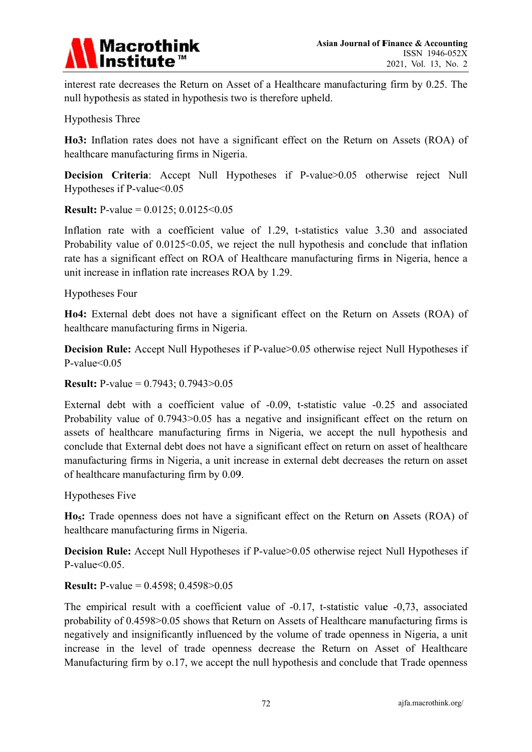interest rate decreases the Return on Asset of a Healthcare manufacturing firm by 0.25. The null hypothesis as stated in hypothesis two is therefore upheld.

Hypothesis Three

**Ho3:** Inflation rates does not have a significant effect on the Return on Assets (ROA) of healthcare manufacturing firms in Nigeria.

**Decision Criteria**: Accept Null Hypotheses if P-value>0.05 otherwise reject Null Hypotheses if P-value<0.05

**Result:** P-value = 0.0125; 0.0125<0.05

Inflation rate with a coefficient value of 1.29, t-statistics value 3.30 and associated Probability value of 0.0125<0.05, we reject the null hypothesis and conclude that inflation rate has a significant effect on ROA of Healthcare manufacturing firms in Nigeria, hence a unit increase in inflation rate increases ROA by 1.29.

Hypotheses Four

**Ho4:** External debt does not have a significant effect on the Return on Assets (ROA) of healthcare manufacturing firms in Nigeria.

**Decision Rule:** Accept Null Hypotheses if P-value>0.05 otherwise reject Null Hypotheses if P-value<0.05

**Result:** P-value = 0.7943; 0.7943>0.05

External debt with a coefficient value of -0.09, t-statistic value -0.25 and associated Probability value of 0.7943>0.05 has a negative and insignificant effect on the return on assets of healthcare manufacturing firms in Nigeria, we accept the null hypothesis and conclude that External debt does not have a significant effect on return on asset of healthcare manufacturing firms in Nigeria, a unit increase in external debt decreases the return on asset of healthcare manufacturing firm by 0.09.

Hypotheses Five

**$Ho_5$:** Trade openness does not have a significant effect on the Return on Assets (ROA) of healthcare manufacturing firms in Nigeria.

**Decision Rule:** Accept Null Hypotheses if P-value>0.05 otherwise reject Null Hypotheses if P-value<0.05.

**Result:** P-value = 0.4598; 0.4598>0.05

The empirical result with a coefficient value of -0.17, t-statistic value -0,73, associated probability of 0.4598>0.05 shows that Return on Assets of Healthcare manufacturing firms is negatively and insignificantly influenced by the volume of trade openness in Nigeria, a unit increase in the level of trade openness decrease the Return on Asset of Healthcare Manufacturing firm by o.17, we accept the null hypothesis and conclude that Trade openness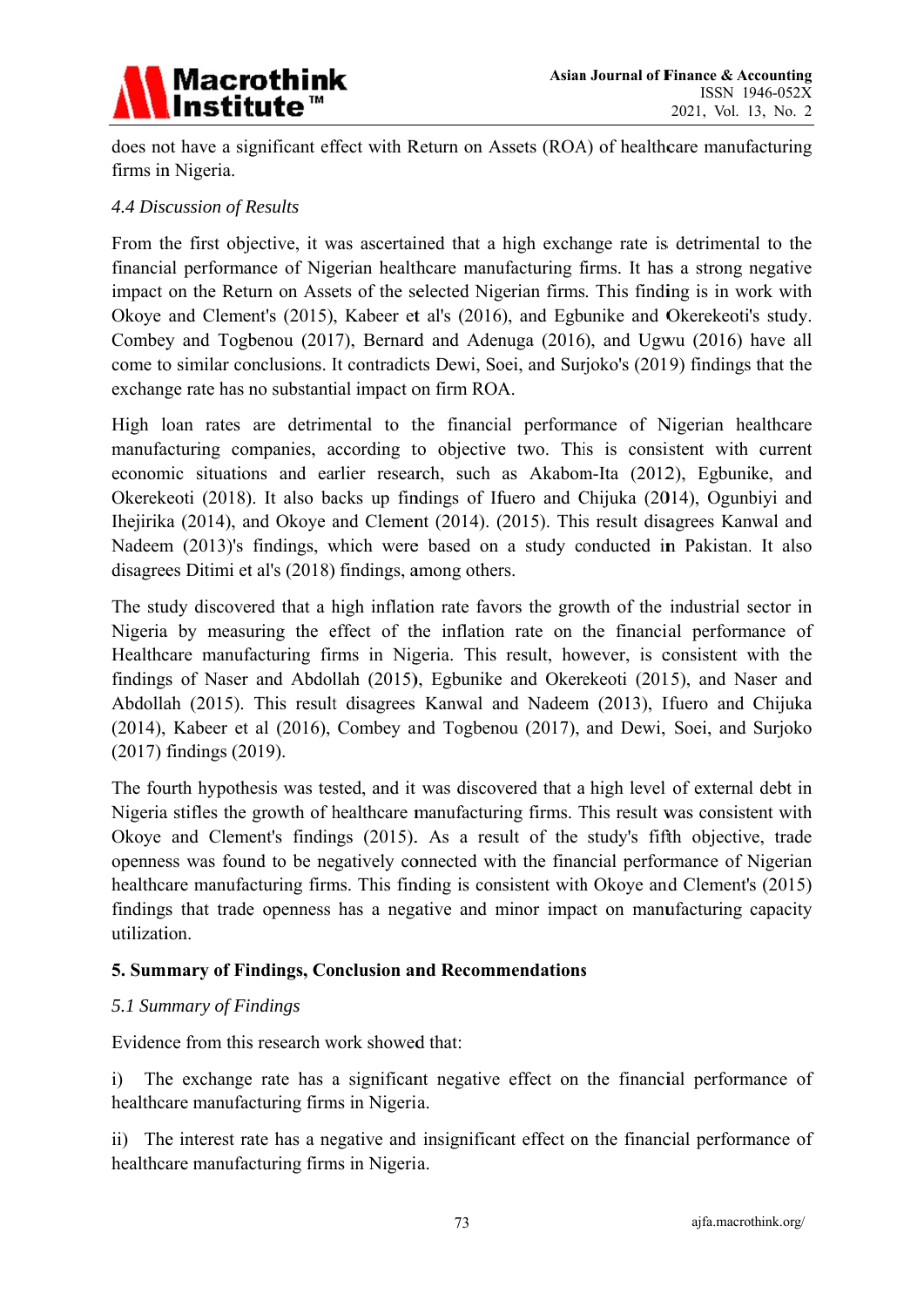does not have a significant effect with Return on Assets (ROA) of healthcare manufacturing firms in Nigeria.

*4.4 Discussion of Results*

From the first objective, it was ascertained that a high exchange rate is detrimental to the financial performance of Nigerian healthcare manufacturing firms. It has a strong negative impact on the Return on Assets of the selected Nigerian firms. This finding is in work with Okoye and Clement's (2015), Kabeer et al's (2016), and Egbunike and Okerekeoti's study. Combey and Togbenou (2017), Bernard and Adenuga (2016), and Ugwu (2016) have all come to similar conclusions. It contradicts Dewi, Soei, and Surjoko's (2019) findings that the exchange rate has no substantial impact on firm ROA.

High loan rates are detrimental to the financial performance of Nigerian healthcare manufacturing companies, according to objective two. This is consistent with current economic situations and earlier research, such as Akabom-Ita (2012), Egbunike, and Okerekeoti (2018). It also backs up findings of Ifuero and Chijuka (2014), Ogunbiyi and Ihejirika (2014), and Okoye and Clement (2014). (2015). This result disagrees Kanwal and Nadeem (2013)'s findings, which were based on a study conducted in Pakistan. It also disagrees Ditimi et al's (2018) findings, among others.

The study discovered that a high inflation rate favors the growth of the industrial sector in Nigeria by measuring the effect of the inflation rate on the financial performance of Healthcare manufacturing firms in Nigeria. This result, however, is consistent with the findings of Naser and Abdollah (2015), Egbunike and Okerekeoti (2015), and Naser and Abdollah (2015). This result disagrees Kanwal and Nadeem (2013), Ifuero and Chijuka (2014), Kabeer et al (2016), Combey and Togbenou (2017), and Dewi, Soei, and Surjoko (2017) findings (2019).

The fourth hypothesis was tested, and it was discovered that a high level of external debt in Nigeria stifles the growth of healthcare manufacturing firms. This result was consistent with Okoye and Clement's findings (2015). As a result of the study's fifth objective, trade openness was found to be negatively connected with the financial performance of Nigerian healthcare manufacturing firms. This finding is consistent with Okoye and Clement's (2015) findings that trade openness has a negative and minor impact on manufacturing capacity utilization.

## 5. Summary of Findings, Conclusion and Recommendations

*5.1 Summary of Findings*

Evidence from this research work showed that:

i) The exchange rate has a significant negative effect on the financial performance of healthcare manufacturing firms in Nigeria.

ii) The interest rate has a negative and insignificant effect on the financial performance of healthcare manufacturing firms in Nigeria.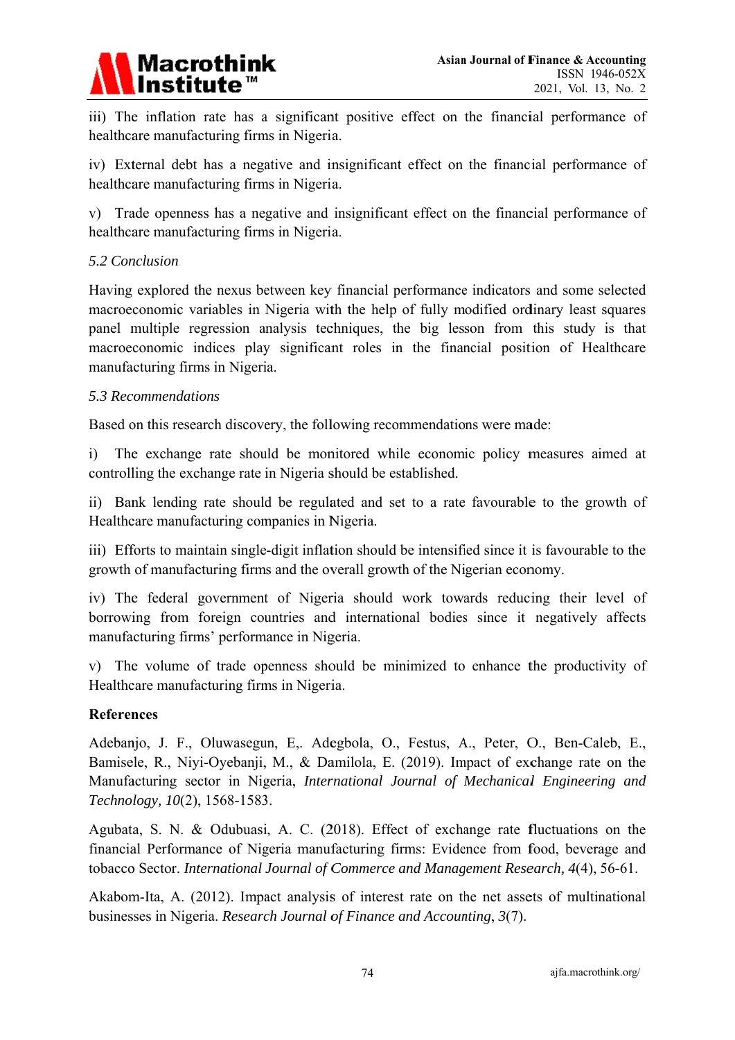iii) The inflation rate has a significant positive effect on the financial performance of healthcare manufacturing firms in Nigeria.

iv) External debt has a negative and insignificant effect on the financial performance of healthcare manufacturing firms in Nigeria.

v) Trade openness has a negative and insignificant effect on the financial performance of healthcare manufacturing firms in Nigeria.

### *5.2 Conclusion*

Having explored the nexus between key financial performance indicators and some selected macroeconomic variables in Nigeria with the help of fully modified ordinary least squares panel multiple regression analysis techniques, the big lesson from this study is that macroeconomic indices play significant roles in the financial position of Healthcare manufacturing firms in Nigeria.

### *5.3 Recommendations*

Based on this research discovery, the following recommendations were made:

i) The exchange rate should be monitored while economic policy measures aimed at controlling the exchange rate in Nigeria should be established.

ii) Bank lending rate should be regulated and set to a rate favourable to the growth of Healthcare manufacturing companies in Nigeria.

iii) Efforts to maintain single-digit inflation should be intensified since it is favourable to the growth of manufacturing firms and the overall growth of the Nigerian economy.

iv) The federal government of Nigeria should work towards reducing their level of borrowing from foreign countries and international bodies since it negatively affects manufacturing firms' performance in Nigeria.

v) The volume of trade openness should be minimized to enhance the productivity of Healthcare manufacturing firms in Nigeria.

## References

Adebanjo, J. F., Oluwasegun, E,. Adegbola, O., Festus, A., Peter, O., Ben-Caleb, E., Bamisele, R., Niyi-Oyebanji, M., & Damilola, E. (2019). Impact of exchange rate on the Manufacturing sector in Nigeria, *International Journal of Mechanical Engineering and Technology, 10*(2), 1568-1583.

Agubata, S. N. & Odubuasi, A. C. (2018). Effect of exchange rate fluctuations on the financial Performance of Nigeria manufacturing firms: Evidence from food, beverage and tobacco Sector. *International Journal of Commerce and Management Research, 4*(4), 56-61.

Akabom-Ita, A. (2012). Impact analysis of interest rate on the net assets of multinational businesses in Nigeria. *Research Journal of Finance and Accounting*, *3*(7).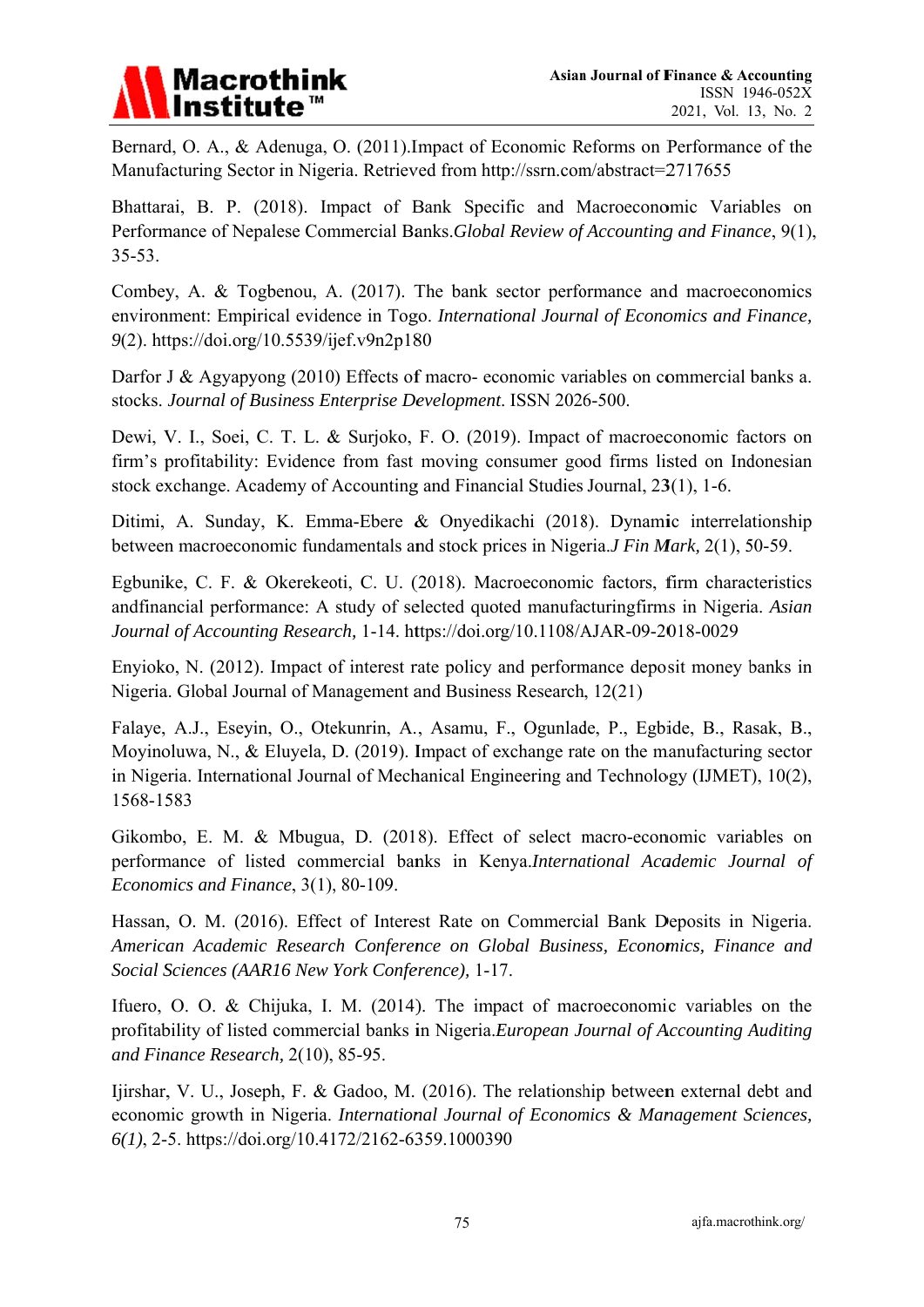Bernard, O. A., & Adenuga, O. (2011).Impact of Economic Reforms on Performance of the Manufacturing Sector in Nigeria. Retrieved from http://ssrn.com/abstract=2717655

Bhattarai, B. P. (2018). Impact of Bank Specific and Macroeconomic Variables on Performance of Nepalese Commercial Banks.*Global Review of Accounting and Finance*, 9(1), 35-53.

Combey, A. & Togbenou, A. (2017). The bank sector performance and macroeconomics environment: Empirical evidence in Togo. *International Journal of Economics and Finance, 9*(2). https://doi.org/10.5539/ijef.v9n2p180

Darfor J & Agyapyong (2010) Effects of macro- economic variables on commercial banks a. stocks. *Journal of Business Enterprise Development*. ISSN 2026-500.

Dewi, V. I., Soei, C. T. L. & Surjoko, F. O. (2019). Impact of macroeconomic factors on firm's profitability: Evidence from fast moving consumer good firms listed on Indonesian stock exchange. Academy of Accounting and Financial Studies Journal, 23(1), 1-6.

Ditimi, A. Sunday, K. Emma-Ebere & Onyedikachi (2018). Dynamic interrelationship between macroeconomic fundamentals and stock prices in Nigeria.*J Fin Mark,* 2(1), 50-59.

Egbunike, C. F. & Okerekeoti, C. U. (2018). Macroeconomic factors, firm characteristics andfinancial performance: A study of selected quoted manufacturingfirms in Nigeria. *Asian Journal of Accounting Research,* 1-14. https://doi.org/10.1108/AJAR-09-2018-0029

Enyioko, N. (2012). Impact of interest rate policy and performance deposit money banks in Nigeria. Global Journal of Management and Business Research, 12(21)

Falaye, A.J., Eseyin, O., Otekunrin, A., Asamu, F., Ogunlade, P., Egbide, B., Rasak, B., Moyinoluwa, N., & Eluyela, D. (2019). Impact of exchange rate on the manufacturing sector in Nigeria. International Journal of Mechanical Engineering and Technology (IJMET), 10(2), 1568-1583

Gikombo, E. M. & Mbugua, D. (2018). Effect of select macro-economic variables on performance of listed commercial banks in Kenya.*International Academic Journal of Economics and Finance*, 3(1), 80-109.

Hassan, O. M. (2016). Effect of Interest Rate on Commercial Bank Deposits in Nigeria. *American Academic Research Conference on Global Business, Economics, Finance and Social Sciences (AAR16 New York Conference),* 1-17.

Ifuero, O. O. & Chijuka, I. M. (2014). The impact of macroeconomic variables on the profitability of listed commercial banks in Nigeria.*European Journal of Accounting Auditing and Finance Research,* 2(10), 85-95.

Ijirshar, V. U., Joseph, F. & Gadoo, M. (2016). The relationship between external debt and economic growth in Nigeria. *International Journal of Economics & Management Sciences, 6(1)*, 2-5. https://doi.org/10.4172/2162-6359.1000390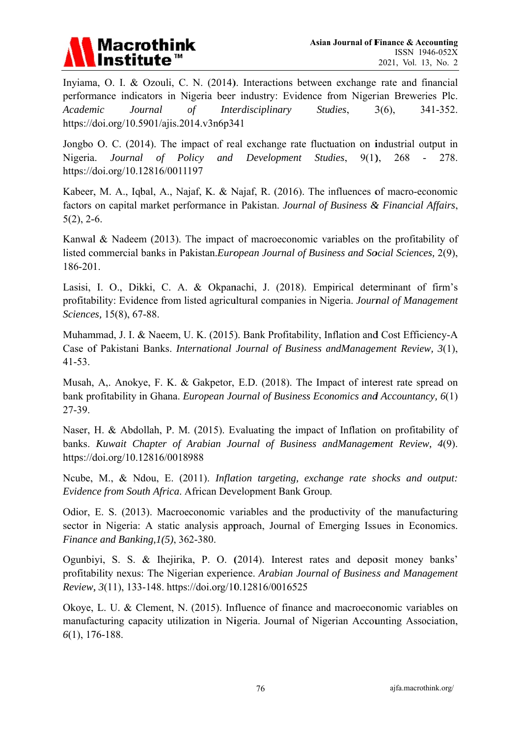Inyiama, O. I. & Ozouli, C. N. (2014). Interactions between exchange rate and financial performance indicators in Nigeria beer industry: Evidence from Nigerian Breweries Plc. *Academic Journal of Interdisciplinary Studies*, 3(6), 341-352. https://doi.org/10.5901/ajis.2014.v3n6p341

Jongbo O. C. (2014). The impact of real exchange rate fluctuation on industrial output in Nigeria. *Journal of Policy and Development Studies*, 9(1), 268 - 278. https://doi.org/10.12816/0011197

Kabeer, M. A., Iqbal, A., Najaf, K. & Najaf, R. (2016). The influences of macro-economic factors on capital market performance in Pakistan. *Journal of Business & Financial Affairs*, 5(2), 2-6.

Kanwal & Nadeem (2013). The impact of macroeconomic variables on the profitability of listed commercial banks in Pakistan.*European Journal of Business and Social Sciences,* 2(9), 186-201.

Lasisi, I. O., Dikki, C. A. & Okpanachi, J. (2018). Empirical determinant of firm's profitability: Evidence from listed agricultural companies in Nigeria. *Journal of Management Sciences,* 15(8), 67-88.

Muhammad, J. I. & Naeem, U. K. (2015). Bank Profitability, Inflation and Cost Efficiency-A Case of Pakistani Banks. *International Journal of Business andManagement Review, 3*(1), 41-53.

Musah, A,. Anokye, F. K. & Gakpetor, E.D. (2018). The Impact of interest rate spread on bank profitability in Ghana. *European Journal of Business Economics and Accountancy, 6*(1) 27-39.

Naser, H. & Abdollah, P. M. (2015). Evaluating the impact of Inflation on profitability of banks. *Kuwait Chapter of Arabian Journal of Business andManagement Review, 4*(9). https://doi.org/10.12816/0018988

Ncube, M., & Ndou, E. (2011). *Inflation targeting, exchange rate shocks and output: Evidence from South Africa*. African Development Bank Group.

Odior, E. S. (2013). Macroeconomic variables and the productivity of the manufacturing sector in Nigeria: A static analysis approach, Journal of Emerging Issues in Economics. *Finance and Banking,1(5)*, 362-380.

Ogunbiyi, S. S. & Ihejirika, P. O. (2014). Interest rates and deposit money banks' profitability nexus: The Nigerian experience. *Arabian Journal of Business and Management Review, 3*(11), 133-148. https://doi.org/10.12816/0016525

Okoye, L. U. & Clement, N. (2015). Influence of finance and macroeconomic variables on manufacturing capacity utilization in Nigeria. Journal of Nigerian Accounting Association, *6*(1), 176-188.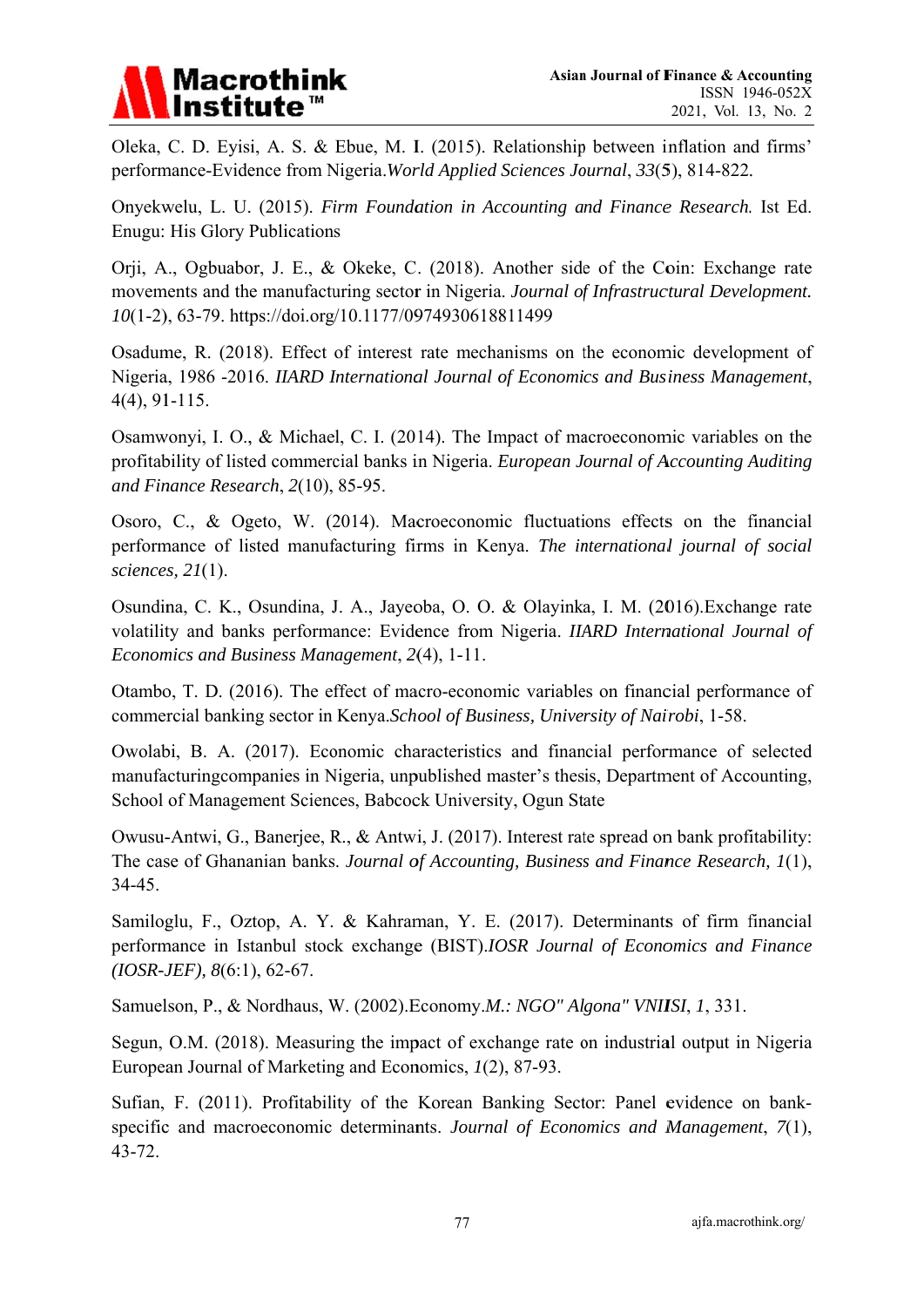Oleka, C. D. Eyisi, A. S. & Ebue, M. I. (2015). Relationship between inflation and firms' performance-Evidence from Nigeria.*World Applied Sciences Journal*, *33*(5), 814-822.

Onyekwelu, L. U. (2015). *Firm Foundation in Accounting and Finance Research.* Ist Ed. Enugu: His Glory Publications

Orji, A., Ogbuabor, J. E., & Okeke, C. (2018). Another side of the Coin: Exchange rate movements and the manufacturing sector in Nigeria. *Journal of Infrastructural Development. 10*(1-2), 63-79. https://doi.org/10.1177/0974930618811499

Osadume, R. (2018). Effect of interest rate mechanisms on the economic development of Nigeria, 1986 -2016. *IIARD International Journal of Economics and Business Management*, 4(4), 91-115.

Osamwonyi, I. O., & Michael, C. I. (2014). The Impact of macroeconomic variables on the profitability of listed commercial banks in Nigeria. *European Journal of Accounting Auditing and Finance Research*, *2*(10), 85-95.

Osoro, C., & Ogeto, W. (2014). Macroeconomic fluctuations effects on the financial performance of listed manufacturing firms in Kenya. *The international journal of social sciences, 21*(1).

Osundina, C. K., Osundina, J. A., Jayeoba, O. O. & Olayinka, I. M. (2016).Exchange rate volatility and banks performance: Evidence from Nigeria. *IIARD International Journal of Economics and Business Management*, *2*(4), 1-11.

Otambo, T. D. (2016). The effect of macro-economic variables on financial performance of commercial banking sector in Kenya.*School of Business, University of Nairobi*, 1-58.

Owolabi, B. A. (2017). Economic characteristics and financial performance of selected manufacturingcompanies in Nigeria, unpublished master's thesis, Department of Accounting, School of Management Sciences, Babcock University, Ogun State

Owusu-Antwi, G., Banerjee, R., & Antwi, J. (2017). Interest rate spread on bank profitability: The case of Ghananian banks. *Journal of Accounting, Business and Finance Research, 1*(1), 34-45.

Samiloglu, F., Oztop, A. Y. & Kahraman, Y. E. (2017). Determinants of firm financial performance in Istanbul stock exchange (BIST).*IOSR Journal of Economics and Finance (IOSR-JEF), 8*(6:1), 62-67.

Samuelson, P., & Nordhaus, W. (2002).Economy.*M.: NGO" Algona" VNIISI*, *1*, 331.

Segun, O.M. (2018). Measuring the impact of exchange rate on industrial output in Nigeria European Journal of Marketing and Economics, *1*(2), 87-93.

Sufian, F. (2011). Profitability of the Korean Banking Sector: Panel evidence on bank-specific and macroeconomic determinants. *Journal of Economics and Management*, *7*(1), 43-72.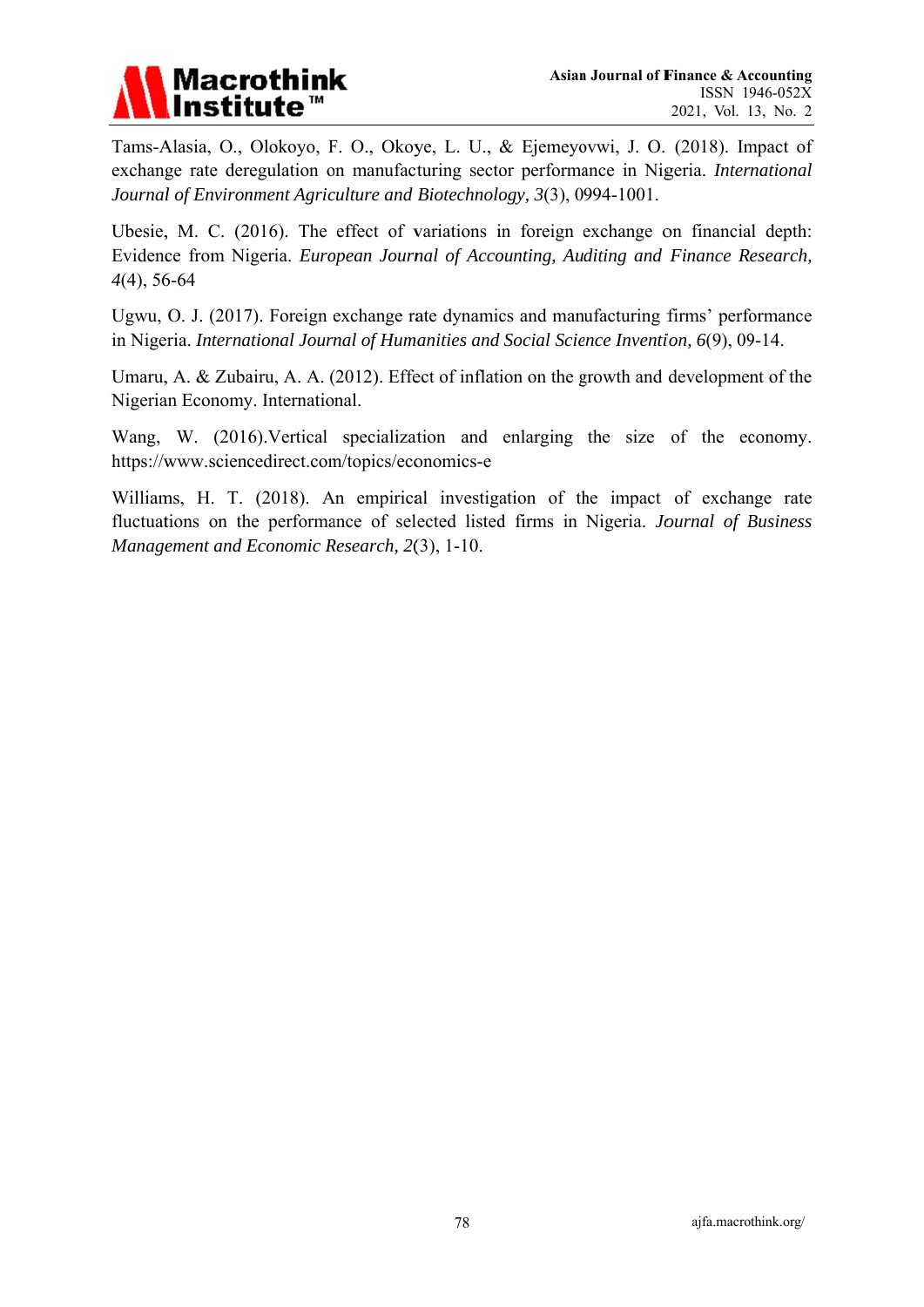Tams-Alasia, O., Olokoyo, F. O., Okoye, L. U., & Ejemeyovwi, J. O. (2018). Impact of exchange rate deregulation on manufacturing sector performance in Nigeria. *International Journal of Environment Agriculture and Biotechnology, 3*(3), 0994-1001.

Ubesie, M. C. (2016). The effect of variations in foreign exchange on financial depth: Evidence from Nigeria. *European Journal of Accounting, Auditing and Finance Research, 4*(4), 56-64

Ugwu, O. J. (2017). Foreign exchange rate dynamics and manufacturing firms' performance in Nigeria. *International Journal of Humanities and Social Science Invention, 6*(9), 09-14.

Umaru, A. & Zubairu, A. A. (2012). Effect of inflation on the growth and development of the Nigerian Economy. International.

Wang, W. (2016).Vertical specialization and enlarging the size of the economy. https://www.sciencedirect.com/topics/economics-e

Williams, H. T. (2018). An empirical investigation of the impact of exchange rate fluctuations on the performance of selected listed firms in Nigeria. *Journal of Business Management and Economic Research, 2*(3), 1-10.